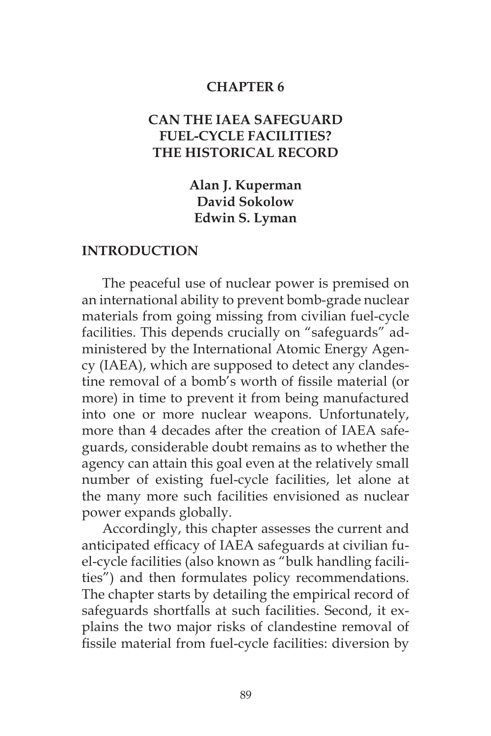# CHAPTER 6

# CAN THE IAEA SAFEGUARD FUEL-CYCLE FACILITIES? THE HISTORICAL RECORD

**Alan J. Kuperman**
**David Sokolow**
**Edwin S. Lyman**

## INTRODUCTION

The peaceful use of nuclear power is premised on an international ability to prevent bomb-grade nuclear materials from going missing from civilian fuel-cycle facilities. This depends crucially on "safeguards" administered by the International Atomic Energy Agency (IAEA), which are supposed to detect any clandestine removal of a bomb's worth of fissile material (or more) in time to prevent it from being manufactured into one or more nuclear weapons. Unfortunately, more than 4 decades after the creation of IAEA safeguards, considerable doubt remains as to whether the agency can attain this goal even at the relatively small number of existing fuel-cycle facilities, let alone at the many more such facilities envisioned as nuclear power expands globally.

Accordingly, this chapter assesses the current and anticipated efficacy of IAEA safeguards at civilian fuel-cycle facilities (also known as "bulk handling facilities") and then formulates policy recommendations. The chapter starts by detailing the empirical record of safeguards shortfalls at such facilities. Second, it explains the two major risks of clandestine removal of fissile material from fuel-cycle facilities: diversion by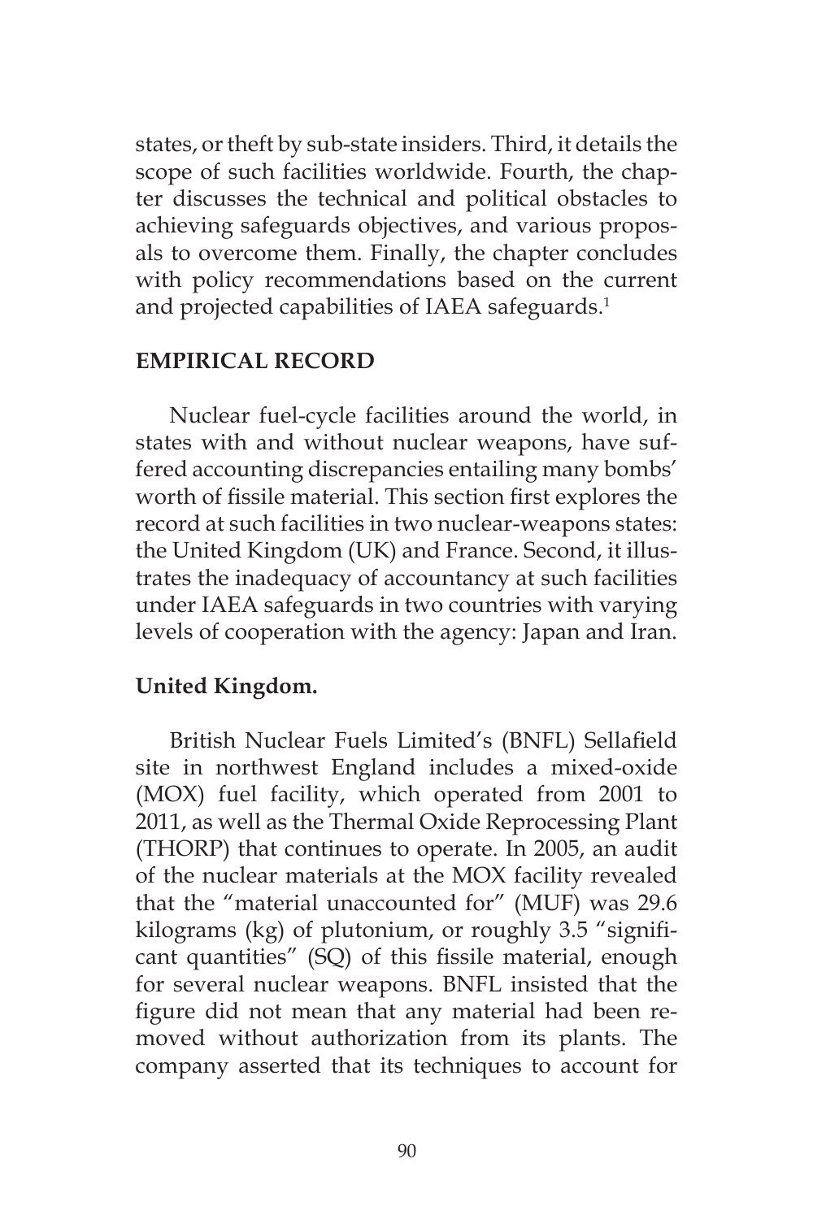states, or theft by sub-state insiders. Third, it details the scope of such facilities worldwide. Fourth, the chapter discusses the technical and political obstacles to achieving safeguards objectives, and various proposals to overcome them. Finally, the chapter concludes with policy recommendations based on the current and projected capabilities of IAEA safeguards.[1]

## EMPIRICAL RECORD

Nuclear fuel-cycle facilities around the world, in states with and without nuclear weapons, have suffered accounting discrepancies entailing many bombs' worth of fissile material. This section first explores the record at such facilities in two nuclear-weapons states: the United Kingdom (UK) and France. Second, it illustrates the inadequacy of accountancy at such facilities under IAEA safeguards in two countries with varying levels of cooperation with the agency: Japan and Iran.

### United Kingdom.

British Nuclear Fuels Limited's (BNFL) Sellafield site in northwest England includes a mixed-oxide (MOX) fuel facility, which operated from 2001 to 2011, as well as the Thermal Oxide Reprocessing Plant (THORP) that continues to operate. In 2005, an audit of the nuclear materials at the MOX facility revealed that the "material unaccounted for" (MUF) was 29.6 kilograms (kg) of plutonium, or roughly 3.5 "significant quantities" (SQ) of this fissile material, enough for several nuclear weapons. BNFL insisted that the figure did not mean that any material had been removed without authorization from its plants. The company asserted that its techniques to account for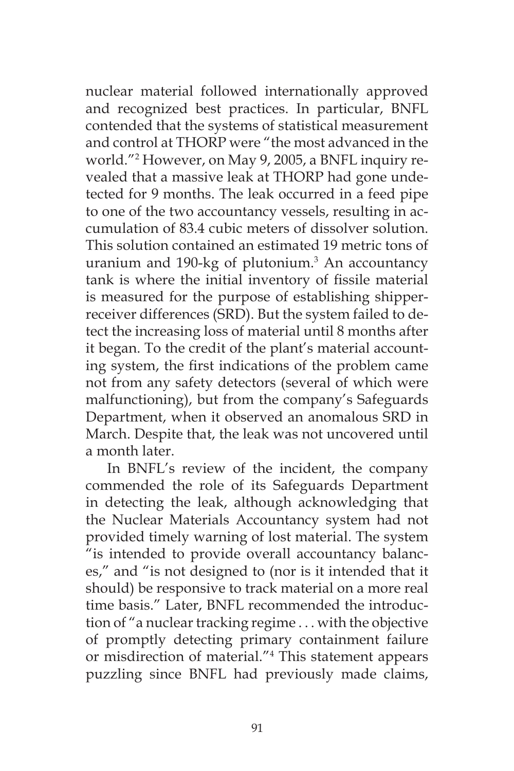nuclear material followed internationally approved and recognized best practices. In particular, BNFL contended that the systems of statistical measurement and control at THORP were "the most advanced in the world."[2] However, on May 9, 2005, a BNFL inquiry revealed that a massive leak at THORP had gone undetected for 9 months. The leak occurred in a feed pipe to one of the two accountancy vessels, resulting in accumulation of 83.4 cubic meters of dissolver solution. This solution contained an estimated 19 metric tons of uranium and 190-kg of plutonium.[3] An accountancy tank is where the initial inventory of fissile material is measured for the purpose of establishing shipper-receiver differences (SRD). But the system failed to detect the increasing loss of material until 8 months after it began. To the credit of the plant's material accounting system, the first indications of the problem came not from any safety detectors (several of which were malfunctioning), but from the company's Safeguards Department, when it observed an anomalous SRD in March. Despite that, the leak was not uncovered until a month later.

In BNFL's review of the incident, the company commended the role of its Safeguards Department in detecting the leak, although acknowledging that the Nuclear Materials Accountancy system had not provided timely warning of lost material. The system "is intended to provide overall accountancy balances," and "is not designed to (nor is it intended that it should) be responsive to track material on a more real time basis." Later, BNFL recommended the introduction of "a nuclear tracking regime . . . with the objective of promptly detecting primary containment failure or misdirection of material."[4] This statement appears puzzling since BNFL had previously made claims,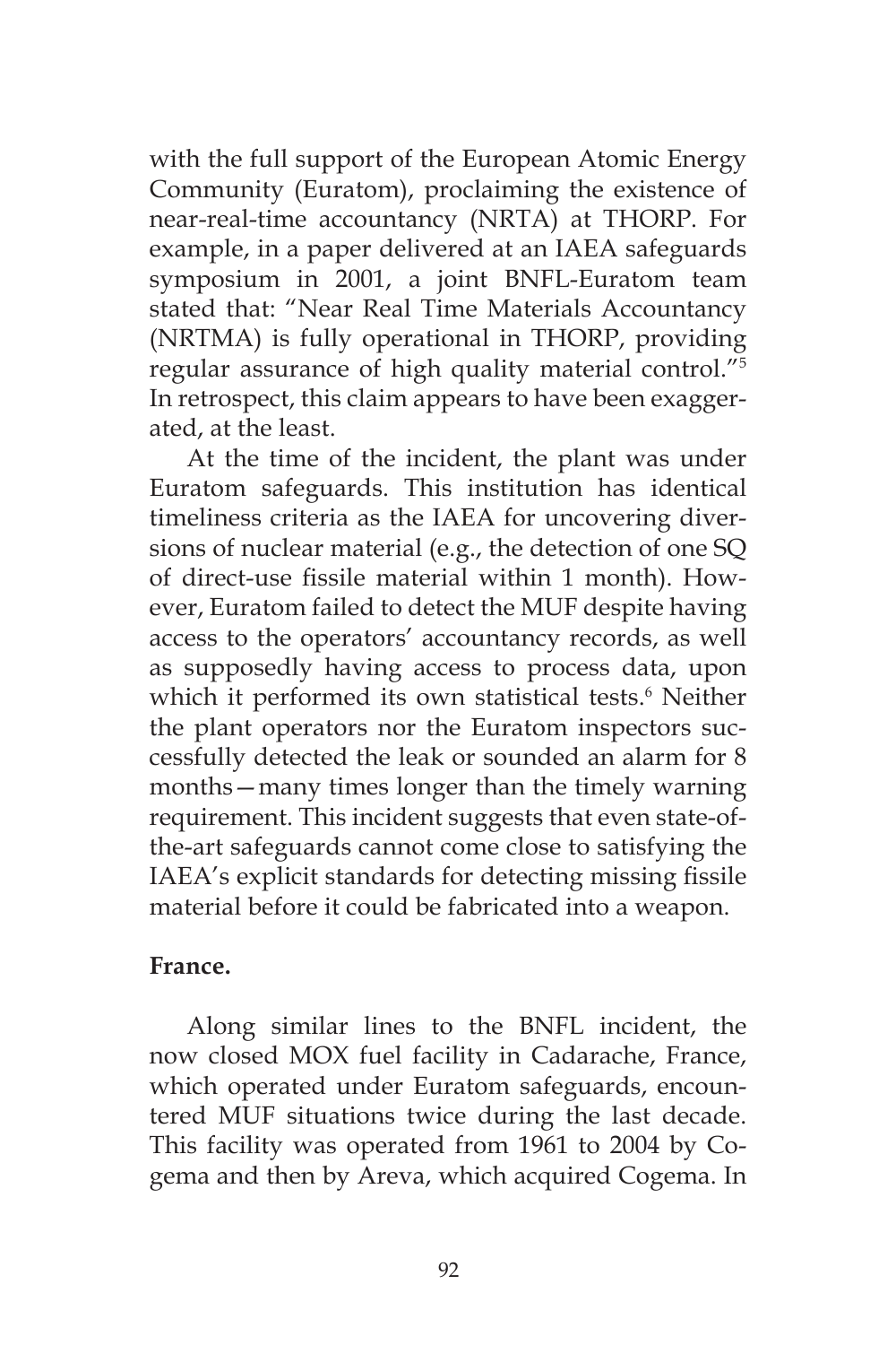with the full support of the European Atomic Energy Community (Euratom), proclaiming the existence of near-real-time accountancy (NRTA) at THORP. For example, in a paper delivered at an IAEA safeguards symposium in 2001, a joint BNFL-Euratom team stated that: "Near Real Time Materials Accountancy (NRTMA) is fully operational in THORP, providing regular assurance of high quality material control."[5] In retrospect, this claim appears to have been exaggerated, at the least.

At the time of the incident, the plant was under Euratom safeguards. This institution has identical timeliness criteria as the IAEA for uncovering diversions of nuclear material (e.g., the detection of one SQ of direct-use fissile material within 1 month). However, Euratom failed to detect the MUF despite having access to the operators' accountancy records, as well as supposedly having access to process data, upon which it performed its own statistical tests.[6] Neither the plant operators nor the Euratom inspectors successfully detected the leak or sounded an alarm for 8 months—many times longer than the timely warning requirement. This incident suggests that even state-of-the-art safeguards cannot come close to satisfying the IAEA's explicit standards for detecting missing fissile material before it could be fabricated into a weapon.

**France.**

Along similar lines to the BNFL incident, the now closed MOX fuel facility in Cadarache, France, which operated under Euratom safeguards, encountered MUF situations twice during the last decade. This facility was operated from 1961 to 2004 by Cogema and then by Areva, which acquired Cogema. In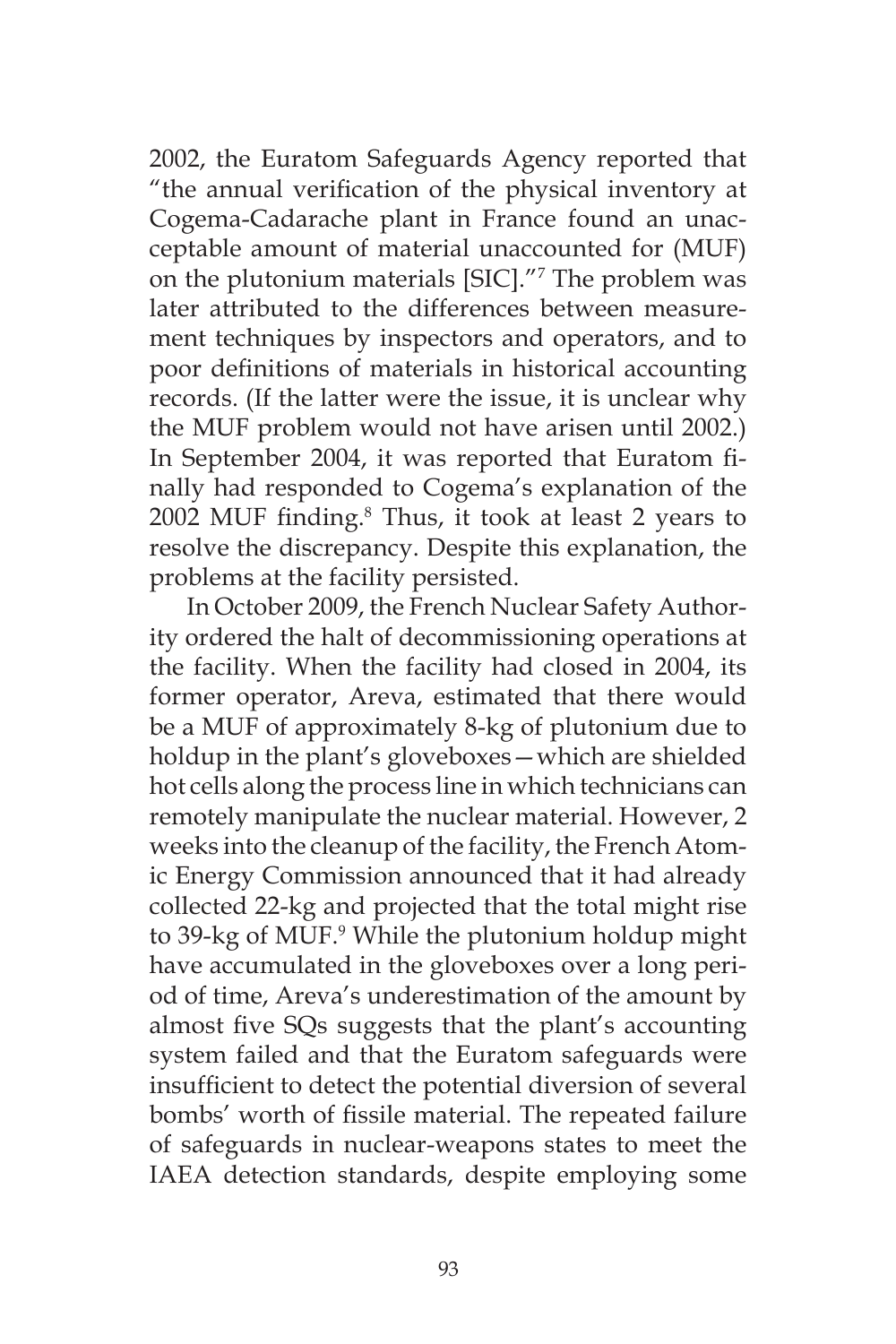2002, the Euratom Safeguards Agency reported that "the annual verification of the physical inventory at Cogema-Cadarache plant in France found an unacceptable amount of material unaccounted for (MUF) on the plutonium materials [SIC]."[7] The problem was later attributed to the differences between measurement techniques by inspectors and operators, and to poor definitions of materials in historical accounting records. (If the latter were the issue, it is unclear why the MUF problem would not have arisen until 2002.) In September 2004, it was reported that Euratom finally had responded to Cogema's explanation of the 2002 MUF finding.[8] Thus, it took at least 2 years to resolve the discrepancy. Despite this explanation, the problems at the facility persisted.

In October 2009, the French Nuclear Safety Authority ordered the halt of decommissioning operations at the facility. When the facility had closed in 2004, its former operator, Areva, estimated that there would be a MUF of approximately 8-kg of plutonium due to holdup in the plant's gloveboxes—which are shielded hot cells along the process line in which technicians can remotely manipulate the nuclear material. However, 2 weeks into the cleanup of the facility, the French Atomic Energy Commission announced that it had already collected 22-kg and projected that the total might rise to 39-kg of MUF.[9] While the plutonium holdup might have accumulated in the gloveboxes over a long period of time, Areva's underestimation of the amount by almost five SQs suggests that the plant's accounting system failed and that the Euratom safeguards were insufficient to detect the potential diversion of several bombs' worth of fissile material. The repeated failure of safeguards in nuclear-weapons states to meet the IAEA detection standards, despite employing some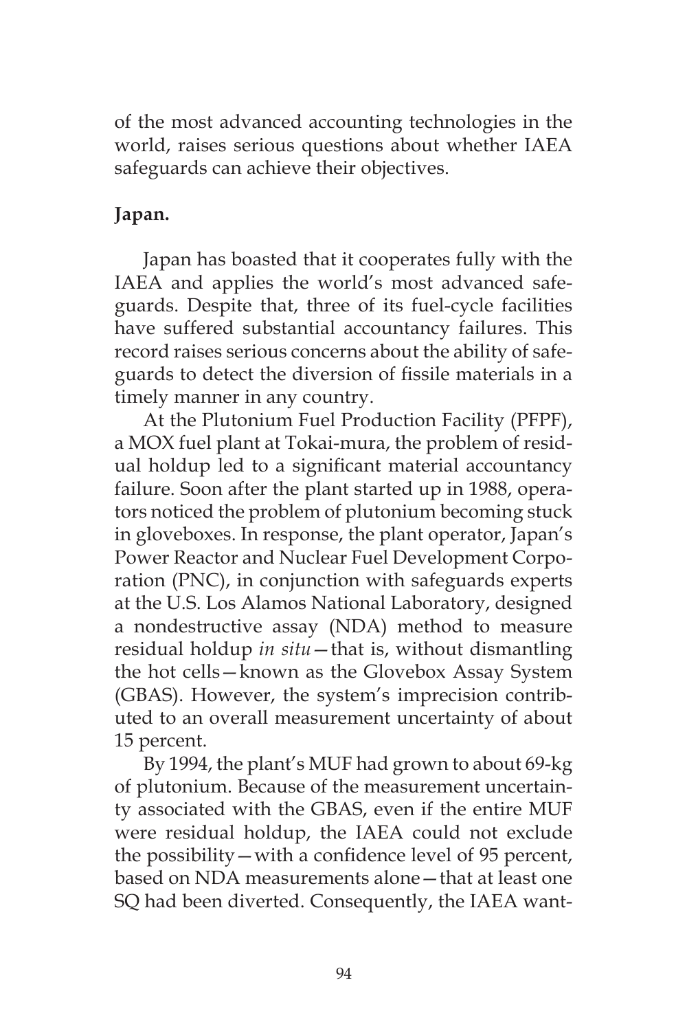of the most advanced accounting technologies in the world, raises serious questions about whether IAEA safeguards can achieve their objectives.

**Japan.**

Japan has boasted that it cooperates fully with the IAEA and applies the world's most advanced safeguards. Despite that, three of its fuel-cycle facilities have suffered substantial accountancy failures. This record raises serious concerns about the ability of safeguards to detect the diversion of fissile materials in a timely manner in any country.

At the Plutonium Fuel Production Facility (PFPF), a MOX fuel plant at Tokai-mura, the problem of residual holdup led to a significant material accountancy failure. Soon after the plant started up in 1988, operators noticed the problem of plutonium becoming stuck in gloveboxes. In response, the plant operator, Japan's Power Reactor and Nuclear Fuel Development Corporation (PNC), in conjunction with safeguards experts at the U.S. Los Alamos National Laboratory, designed a nondestructive assay (NDA) method to measure residual holdup *in situ*—that is, without dismantling the hot cells—known as the Glovebox Assay System (GBAS). However, the system's imprecision contributed to an overall measurement uncertainty of about 15 percent.

By 1994, the plant's MUF had grown to about 69-kg of plutonium. Because of the measurement uncertainty associated with the GBAS, even if the entire MUF were residual holdup, the IAEA could not exclude the possibility—with a confidence level of 95 percent, based on NDA measurements alone—that at least one SQ had been diverted. Consequently, the IAEA want-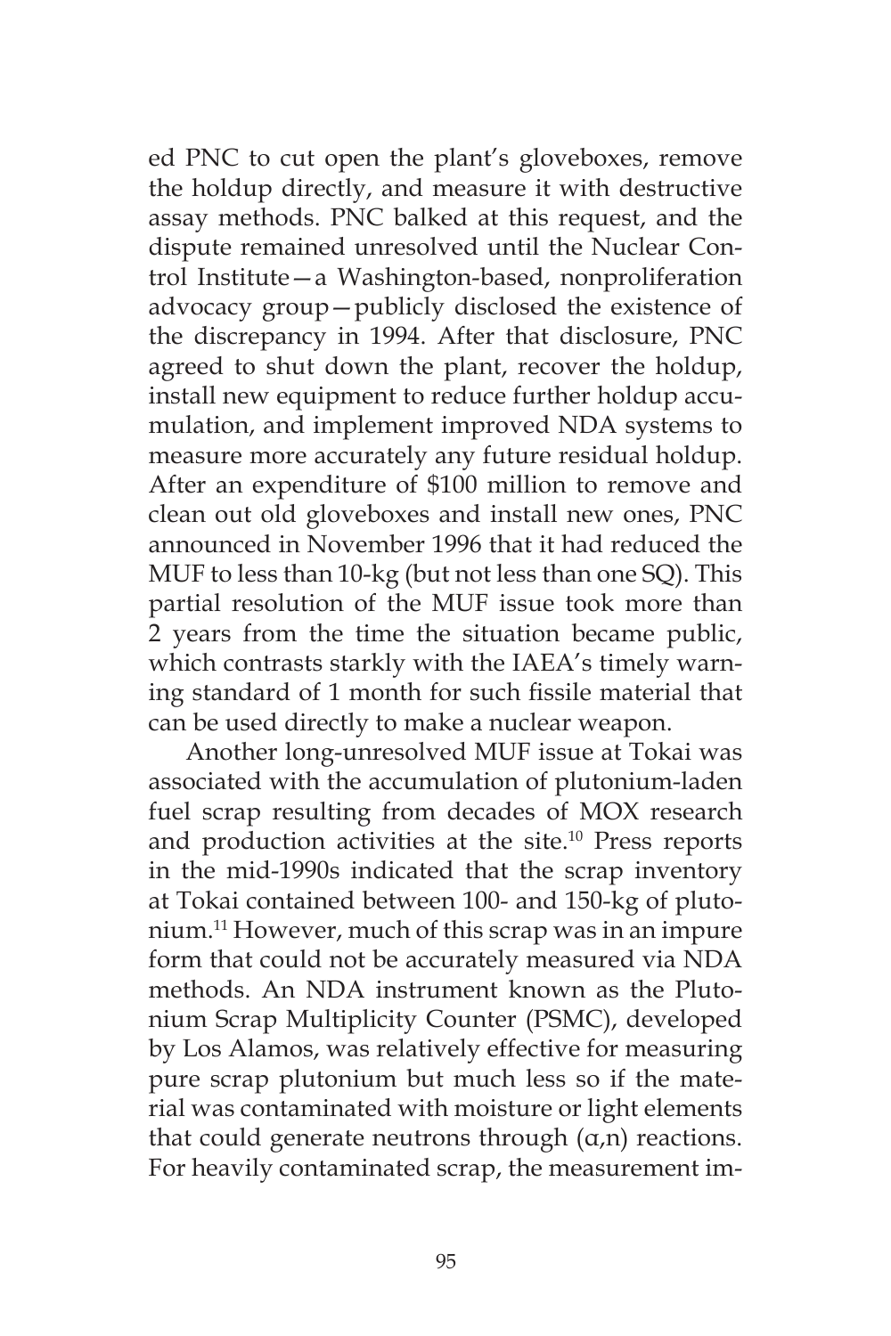ed PNC to cut open the plant's gloveboxes, remove the holdup directly, and measure it with destructive assay methods. PNC balked at this request, and the dispute remained unresolved until the Nuclear Control Institute—a Washington-based, nonproliferation advocacy group—publicly disclosed the existence of the discrepancy in 1994. After that disclosure, PNC agreed to shut down the plant, recover the holdup, install new equipment to reduce further holdup accumulation, and implement improved NDA systems to measure more accurately any future residual holdup. After an expenditure of $100 million to remove and clean out old gloveboxes and install new ones, PNC announced in November 1996 that it had reduced the MUF to less than 10-kg (but not less than one SQ). This partial resolution of the MUF issue took more than 2 years from the time the situation became public, which contrasts starkly with the IAEA's timely warning standard of 1 month for such fissile material that can be used directly to make a nuclear weapon.

Another long-unresolved MUF issue at Tokai was associated with the accumulation of plutonium-laden fuel scrap resulting from decades of MOX research and production activities at the site.[10] Press reports in the mid-1990s indicated that the scrap inventory at Tokai contained between 100- and 150-kg of plutonium.[11] However, much of this scrap was in an impure form that could not be accurately measured via NDA methods. An NDA instrument known as the Plutonium Scrap Multiplicity Counter (PSMC), developed by Los Alamos, was relatively effective for measuring pure scrap plutonium but much less so if the material was contaminated with moisture or light elements that could generate neutrons through (α,n) reactions. For heavily contaminated scrap, the measurement im-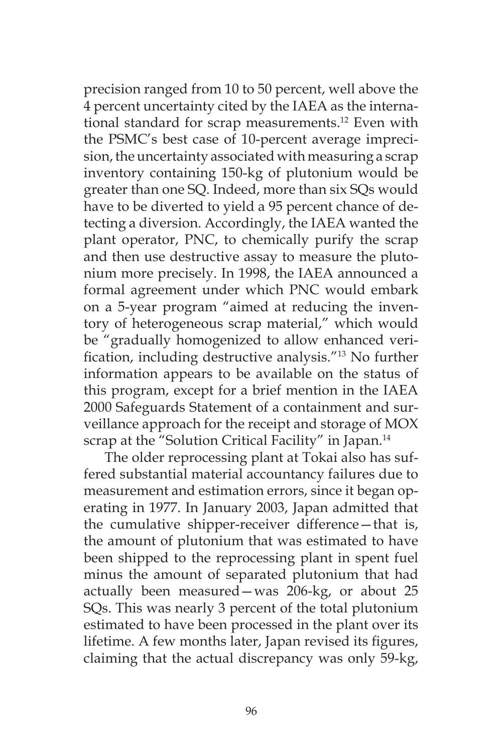precision ranged from 10 to 50 percent, well above the 4 percent uncertainty cited by the IAEA as the international standard for scrap measurements.[12] Even with the PSMC's best case of 10-percent average imprecision, the uncertainty associated with measuring a scrap inventory containing 150-kg of plutonium would be greater than one SQ. Indeed, more than six SQs would have to be diverted to yield a 95 percent chance of detecting a diversion. Accordingly, the IAEA wanted the plant operator, PNC, to chemically purify the scrap and then use destructive assay to measure the plutonium more precisely. In 1998, the IAEA announced a formal agreement under which PNC would embark on a 5-year program "aimed at reducing the inventory of heterogeneous scrap material," which would be "gradually homogenized to allow enhanced verification, including destructive analysis."[13] No further information appears to be available on the status of this program, except for a brief mention in the IAEA 2000 Safeguards Statement of a containment and surveillance approach for the receipt and storage of MOX scrap at the "Solution Critical Facility" in Japan.[14]

The older reprocessing plant at Tokai also has suffered substantial material accountancy failures due to measurement and estimation errors, since it began operating in 1977. In January 2003, Japan admitted that the cumulative shipper-receiver difference—that is, the amount of plutonium that was estimated to have been shipped to the reprocessing plant in spent fuel minus the amount of separated plutonium that had actually been measured—was 206-kg, or about 25 SQs. This was nearly 3 percent of the total plutonium estimated to have been processed in the plant over its lifetime. A few months later, Japan revised its figures, claiming that the actual discrepancy was only 59-kg,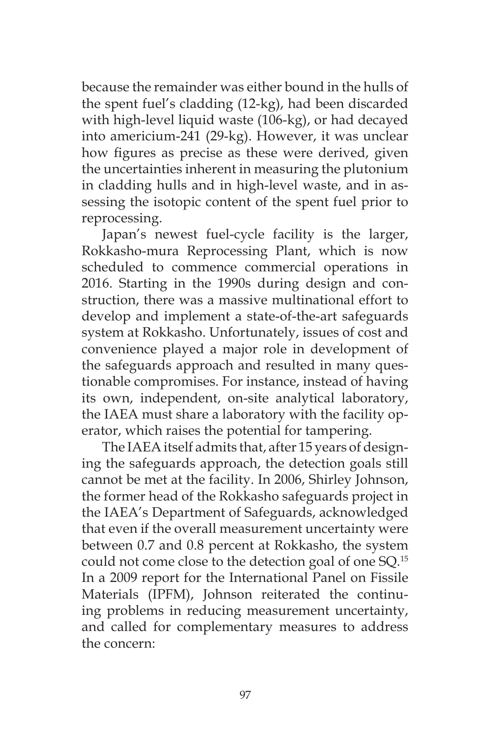because the remainder was either bound in the hulls of the spent fuel's cladding (12-kg), had been discarded with high-level liquid waste (106-kg), or had decayed into americium-241 (29-kg). However, it was unclear how figures as precise as these were derived, given the uncertainties inherent in measuring the plutonium in cladding hulls and in high-level waste, and in assessing the isotopic content of the spent fuel prior to reprocessing.

Japan's newest fuel-cycle facility is the larger, Rokkasho-mura Reprocessing Plant, which is now scheduled to commence commercial operations in 2016. Starting in the 1990s during design and construction, there was a massive multinational effort to develop and implement a state-of-the-art safeguards system at Rokkasho. Unfortunately, issues of cost and convenience played a major role in development of the safeguards approach and resulted in many questionable compromises. For instance, instead of having its own, independent, on-site analytical laboratory, the IAEA must share a laboratory with the facility operator, which raises the potential for tampering.

The IAEA itself admits that, after 15 years of designing the safeguards approach, the detection goals still cannot be met at the facility. In 2006, Shirley Johnson, the former head of the Rokkasho safeguards project in the IAEA's Department of Safeguards, acknowledged that even if the overall measurement uncertainty were between 0.7 and 0.8 percent at Rokkasho, the system could not come close to the detection goal of one SQ.[15] In a 2009 report for the International Panel on Fissile Materials (IPFM), Johnson reiterated the continuing problems in reducing measurement uncertainty, and called for complementary measures to address the concern: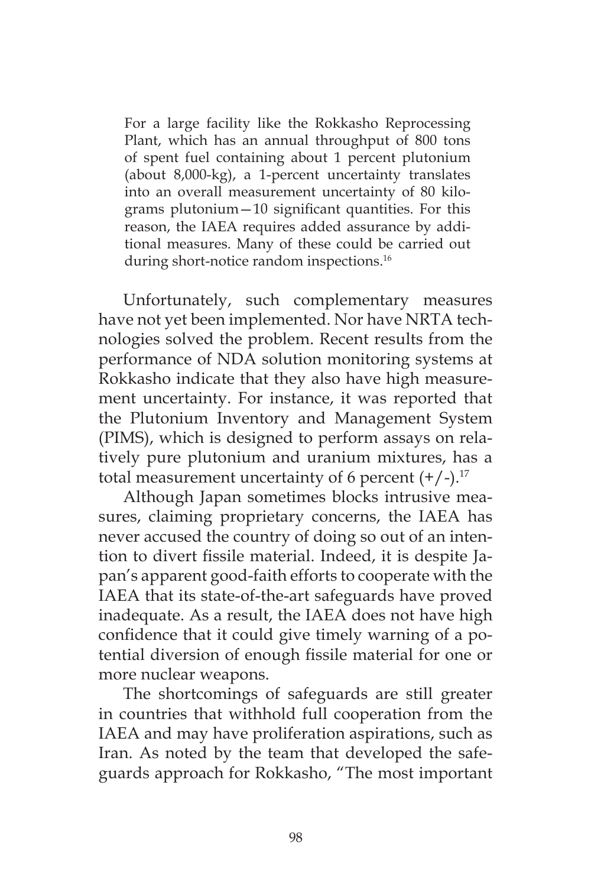> For a large facility like the Rokkasho Reprocessing Plant, which has an annual throughput of 800 tons of spent fuel containing about 1 percent plutonium (about 8,000-kg), a 1-percent uncertainty translates into an overall measurement uncertainty of 80 kilograms plutonium—10 significant quantities. For this reason, the IAEA requires added assurance by additional measures. Many of these could be carried out during short-notice random inspections.[16]

Unfortunately, such complementary measures have not yet been implemented. Nor have NRTA technologies solved the problem. Recent results from the performance of NDA solution monitoring systems at Rokkasho indicate that they also have high measurement uncertainty. For instance, it was reported that the Plutonium Inventory and Management System (PIMS), which is designed to perform assays on relatively pure plutonium and uranium mixtures, has a total measurement uncertainty of 6 percent (+/-).[17]

Although Japan sometimes blocks intrusive measures, claiming proprietary concerns, the IAEA has never accused the country of doing so out of an intention to divert fissile material. Indeed, it is despite Japan's apparent good-faith efforts to cooperate with the IAEA that its state-of-the-art safeguards have proved inadequate. As a result, the IAEA does not have high confidence that it could give timely warning of a potential diversion of enough fissile material for one or more nuclear weapons.

The shortcomings of safeguards are still greater in countries that withhold full cooperation from the IAEA and may have proliferation aspirations, such as Iran. As noted by the team that developed the safeguards approach for Rokkasho, "The most important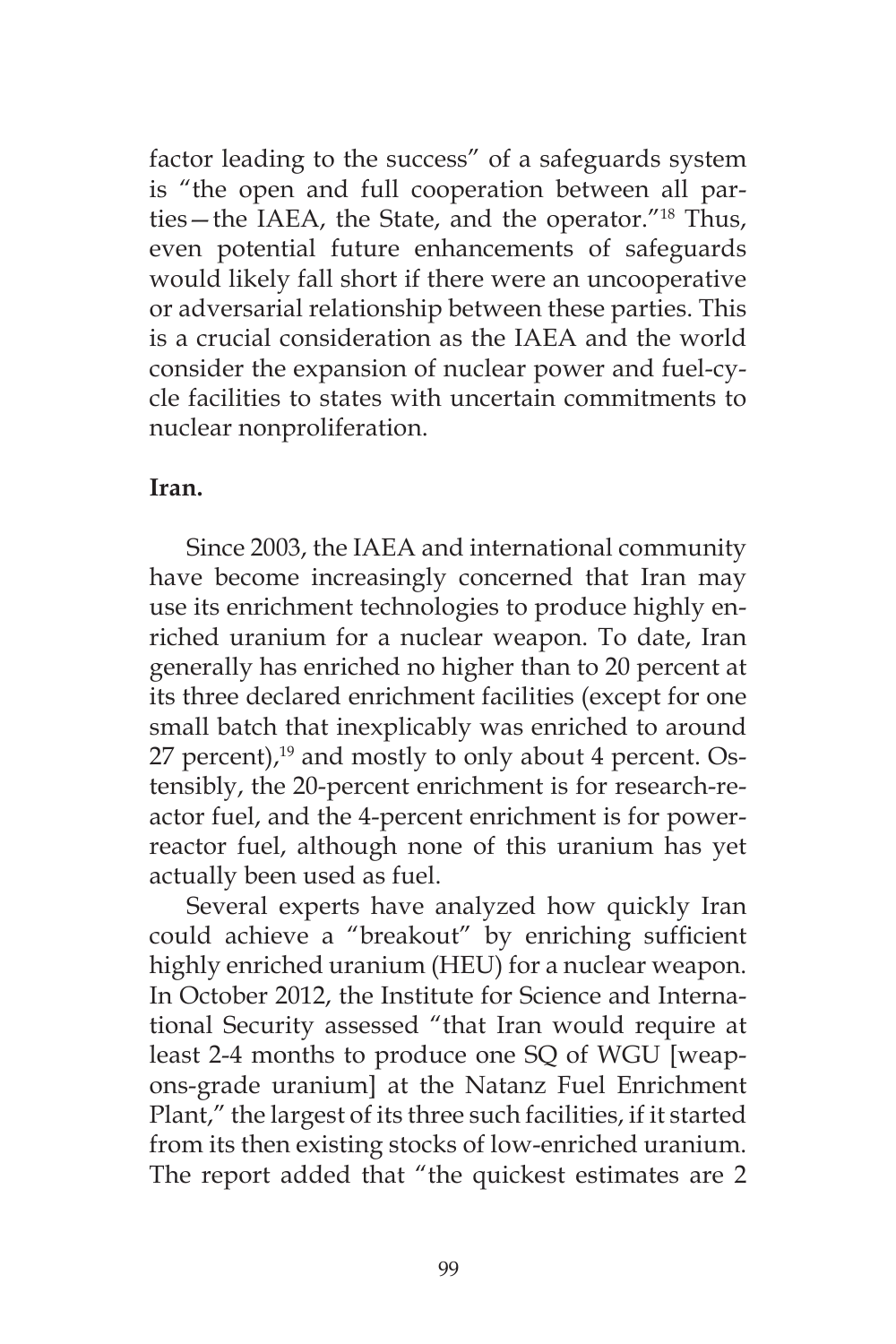factor leading to the success" of a safeguards system is "the open and full cooperation between all parties—the IAEA, the State, and the operator."[18] Thus, even potential future enhancements of safeguards would likely fall short if there were an uncooperative or adversarial relationship between these parties. This is a crucial consideration as the IAEA and the world consider the expansion of nuclear power and fuel-cycle facilities to states with uncertain commitments to nuclear nonproliferation.

**Iran.**

Since 2003, the IAEA and international community have become increasingly concerned that Iran may use its enrichment technologies to produce highly enriched uranium for a nuclear weapon. To date, Iran generally has enriched no higher than to 20 percent at its three declared enrichment facilities (except for one small batch that inexplicably was enriched to around 27 percent),[19] and mostly to only about 4 percent. Ostensibly, the 20-percent enrichment is for research-reactor fuel, and the 4-percent enrichment is for power-reactor fuel, although none of this uranium has yet actually been used as fuel.

Several experts have analyzed how quickly Iran could achieve a "breakout" by enriching sufficient highly enriched uranium (HEU) for a nuclear weapon. In October 2012, the Institute for Science and International Security assessed "that Iran would require at least 2-4 months to produce one SQ of WGU [weapons-grade uranium] at the Natanz Fuel Enrichment Plant," the largest of its three such facilities, if it started from its then existing stocks of low-enriched uranium. The report added that "the quickest estimates are 2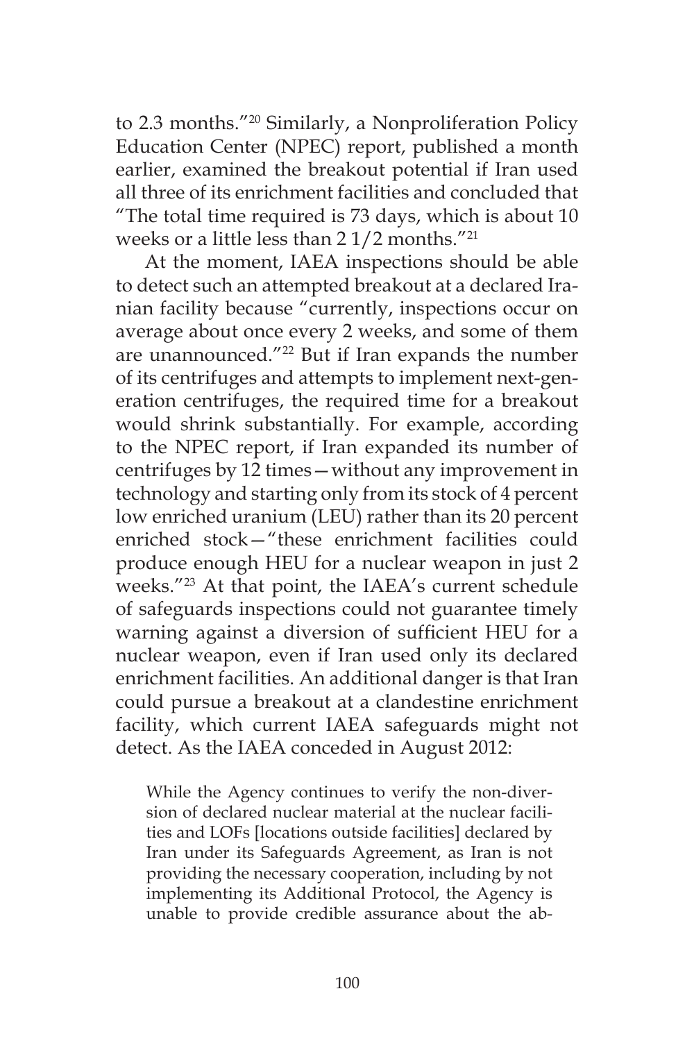to 2.3 months."[20] Similarly, a Nonproliferation Policy Education Center (NPEC) report, published a month earlier, examined the breakout potential if Iran used all three of its enrichment facilities and concluded that "The total time required is 73 days, which is about 10 weeks or a little less than 2 1/2 months."[21]

At the moment, IAEA inspections should be able to detect such an attempted breakout at a declared Iranian facility because "currently, inspections occur on average about once every 2 weeks, and some of them are unannounced."[22] But if Iran expands the number of its centrifuges and attempts to implement next-generation centrifuges, the required time for a breakout would shrink substantially. For example, according to the NPEC report, if Iran expanded its number of centrifuges by 12 times—without any improvement in technology and starting only from its stock of 4 percent low enriched uranium (LEU) rather than its 20 percent enriched stock—"these enrichment facilities could produce enough HEU for a nuclear weapon in just 2 weeks."[23] At that point, the IAEA's current schedule of safeguards inspections could not guarantee timely warning against a diversion of sufficient HEU for a nuclear weapon, even if Iran used only its declared enrichment facilities. An additional danger is that Iran could pursue a breakout at a clandestine enrichment facility, which current IAEA safeguards might not detect. As the IAEA conceded in August 2012:

> While the Agency continues to verify the non-diversion of declared nuclear material at the nuclear facilities and LOFs [locations outside facilities] declared by Iran under its Safeguards Agreement, as Iran is not providing the necessary cooperation, including by not implementing its Additional Protocol, the Agency is unable to provide credible assurance about the ab-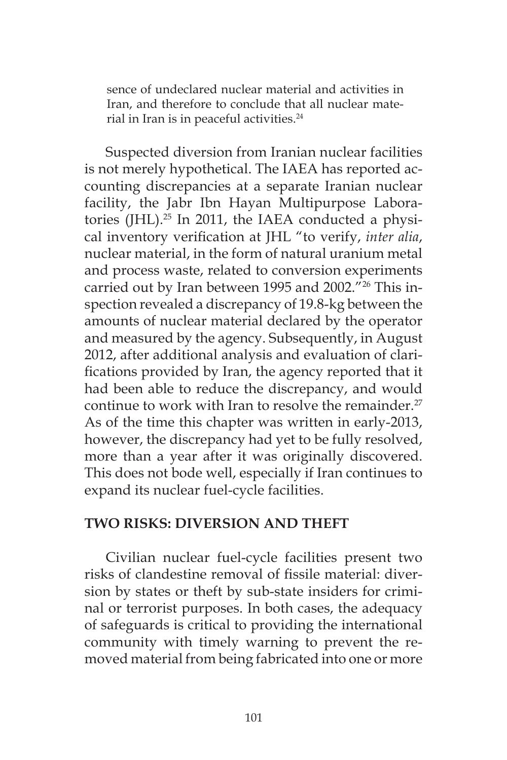sence of undeclared nuclear material and activities in Iran, and therefore to conclude that all nuclear material in Iran is in peaceful activities.[24]

Suspected diversion from Iranian nuclear facilities is not merely hypothetical. The IAEA has reported accounting discrepancies at a separate Iranian nuclear facility, the Jabr Ibn Hayan Multipurpose Laboratories (JHL).[25] In 2011, the IAEA conducted a physical inventory verification at JHL "to verify, *inter alia*, nuclear material, in the form of natural uranium metal and process waste, related to conversion experiments carried out by Iran between 1995 and 2002."[26] This inspection revealed a discrepancy of 19.8-kg between the amounts of nuclear material declared by the operator and measured by the agency. Subsequently, in August 2012, after additional analysis and evaluation of clarifications provided by Iran, the agency reported that it had been able to reduce the discrepancy, and would continue to work with Iran to resolve the remainder.[27] As of the time this chapter was written in early-2013, however, the discrepancy had yet to be fully resolved, more than a year after it was originally discovered. This does not bode well, especially if Iran continues to expand its nuclear fuel-cycle facilities.

## TWO RISKS: DIVERSION AND THEFT

Civilian nuclear fuel-cycle facilities present two risks of clandestine removal of fissile material: diversion by states or theft by sub-state insiders for criminal or terrorist purposes. In both cases, the adequacy of safeguards is critical to providing the international community with timely warning to prevent the removed material from being fabricated into one or more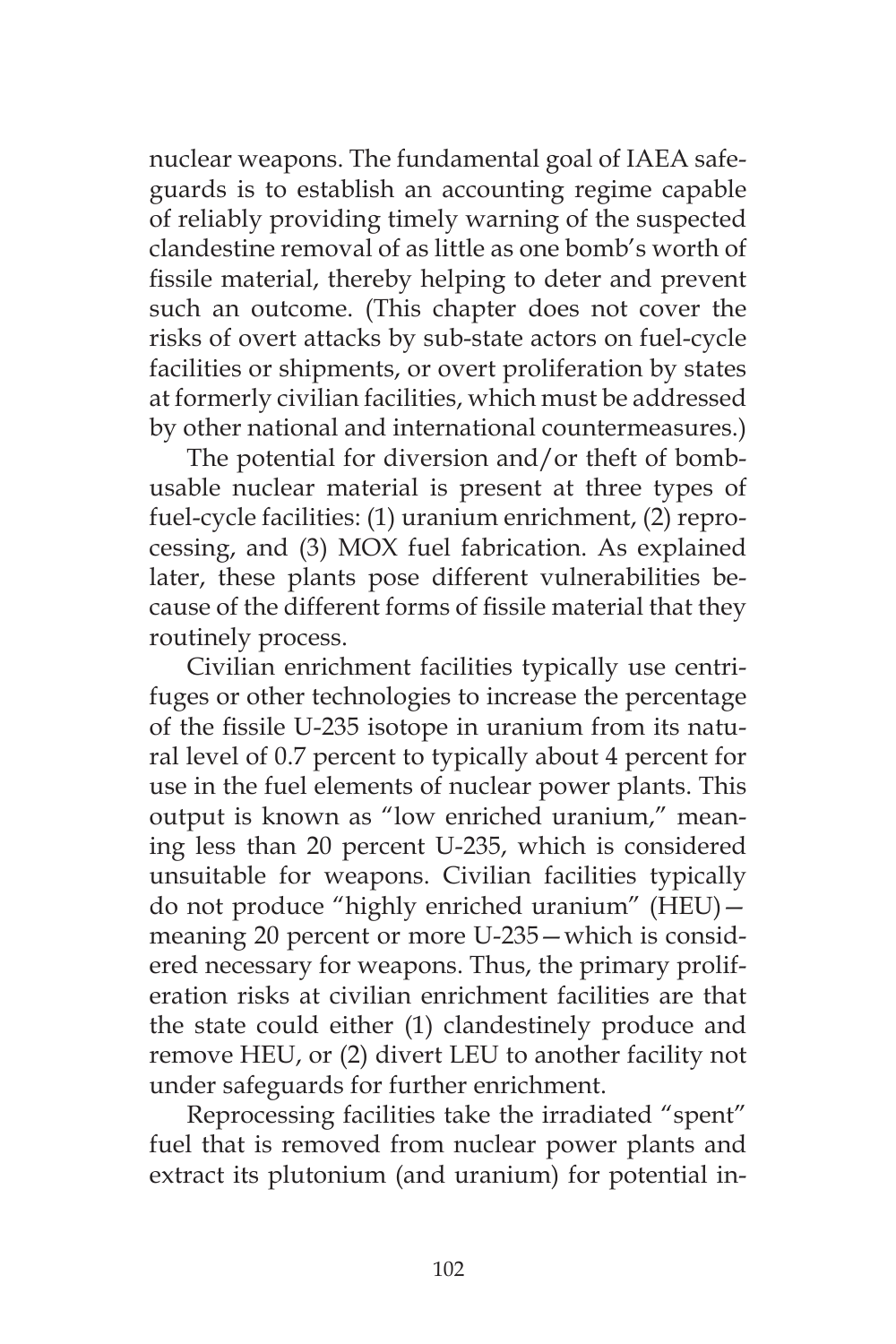nuclear weapons. The fundamental goal of IAEA safeguards is to establish an accounting regime capable of reliably providing timely warning of the suspected clandestine removal of as little as one bomb's worth of fissile material, thereby helping to deter and prevent such an outcome. (This chapter does not cover the risks of overt attacks by sub-state actors on fuel-cycle facilities or shipments, or overt proliferation by states at formerly civilian facilities, which must be addressed by other national and international countermeasures.)

The potential for diversion and/or theft of bomb-usable nuclear material is present at three types of fuel-cycle facilities: (1) uranium enrichment, (2) reprocessing, and (3) MOX fuel fabrication. As explained later, these plants pose different vulnerabilities because of the different forms of fissile material that they routinely process.

Civilian enrichment facilities typically use centrifuges or other technologies to increase the percentage of the fissile U-235 isotope in uranium from its natural level of 0.7 percent to typically about 4 percent for use in the fuel elements of nuclear power plants. This output is known as "low enriched uranium," meaning less than 20 percent U-235, which is considered unsuitable for weapons. Civilian facilities typically do not produce "highly enriched uranium" (HEU)—meaning 20 percent or more U-235—which is considered necessary for weapons. Thus, the primary proliferation risks at civilian enrichment facilities are that the state could either (1) clandestinely produce and remove HEU, or (2) divert LEU to another facility not under safeguards for further enrichment.

Reprocessing facilities take the irradiated "spent" fuel that is removed from nuclear power plants and extract its plutonium (and uranium) for potential in-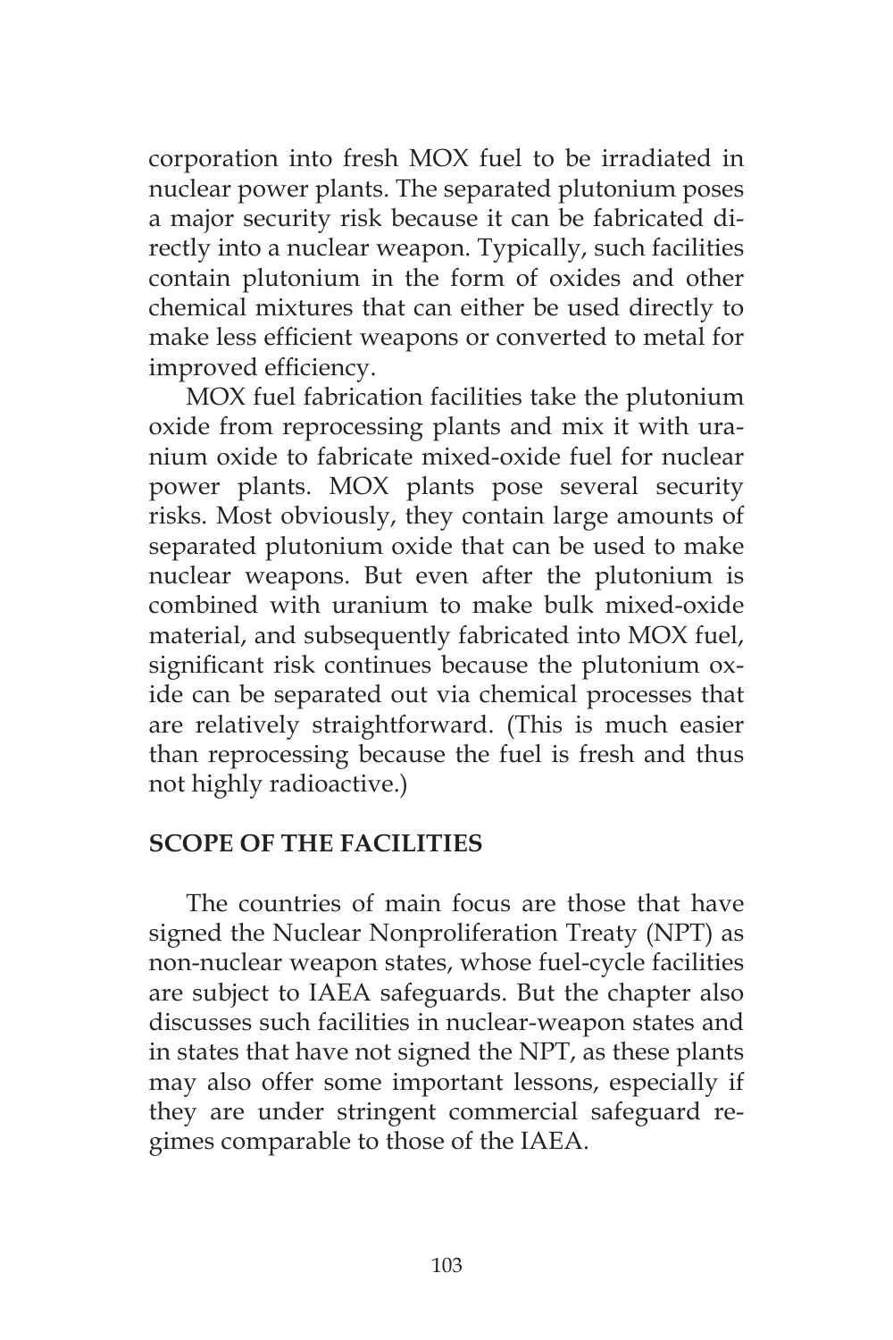corporation into fresh MOX fuel to be irradiated in nuclear power plants. The separated plutonium poses a major security risk because it can be fabricated directly into a nuclear weapon. Typically, such facilities contain plutonium in the form of oxides and other chemical mixtures that can either be used directly to make less efficient weapons or converted to metal for improved efficiency.

MOX fuel fabrication facilities take the plutonium oxide from reprocessing plants and mix it with uranium oxide to fabricate mixed-oxide fuel for nuclear power plants. MOX plants pose several security risks. Most obviously, they contain large amounts of separated plutonium oxide that can be used to make nuclear weapons. But even after the plutonium is combined with uranium to make bulk mixed-oxide material, and subsequently fabricated into MOX fuel, significant risk continues because the plutonium oxide can be separated out via chemical processes that are relatively straightforward. (This is much easier than reprocessing because the fuel is fresh and thus not highly radioactive.)

## SCOPE OF THE FACILITIES

The countries of main focus are those that have signed the Nuclear Nonproliferation Treaty (NPT) as non-nuclear weapon states, whose fuel-cycle facilities are subject to IAEA safeguards. But the chapter also discusses such facilities in nuclear-weapon states and in states that have not signed the NPT, as these plants may also offer some important lessons, especially if they are under stringent commercial safeguard regimes comparable to those of the IAEA.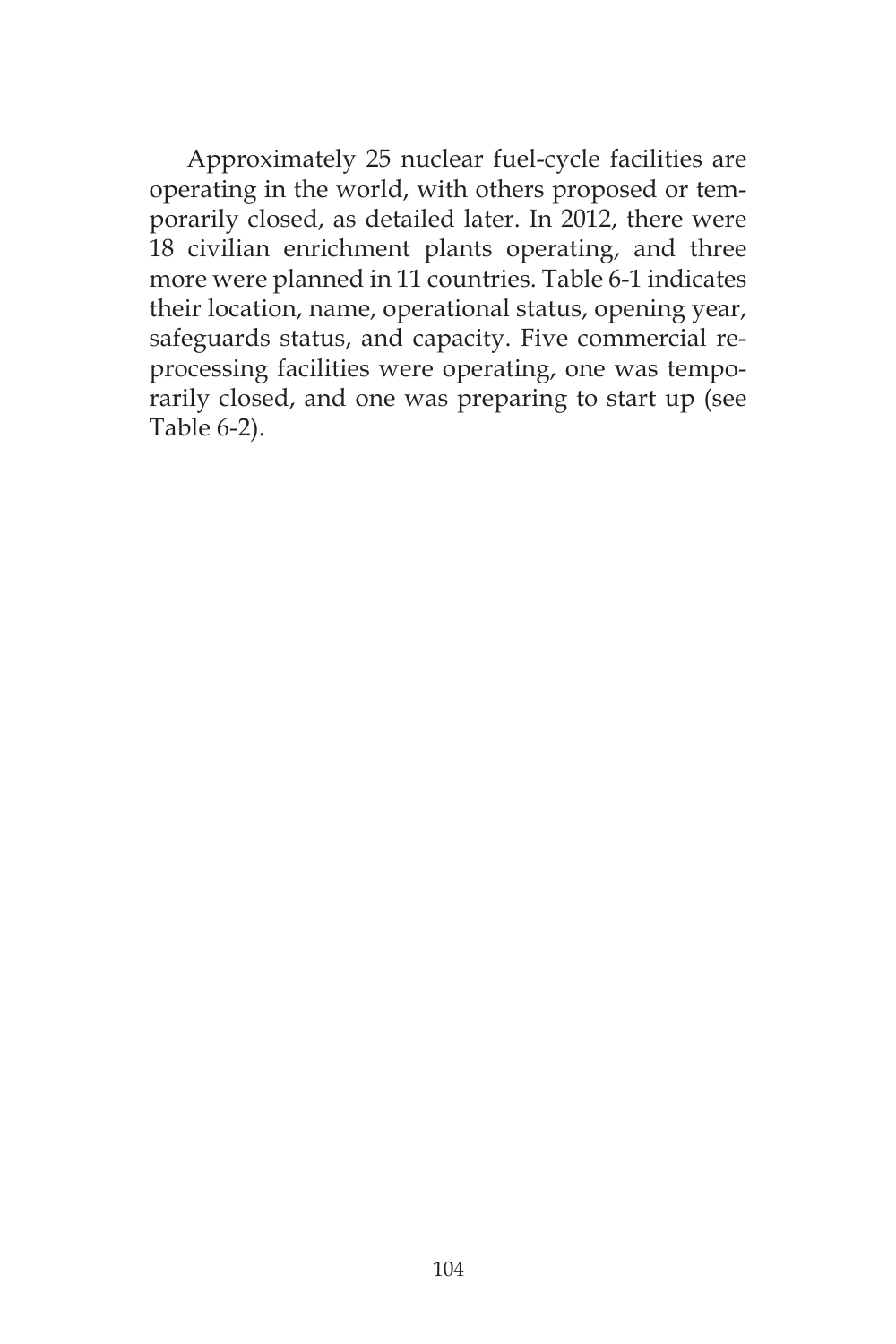Approximately 25 nuclear fuel-cycle facilities are operating in the world, with others proposed or temporarily closed, as detailed later. In 2012, there were 18 civilian enrichment plants operating, and three more were planned in 11 countries. Table 6-1 indicates their location, name, operational status, opening year, safeguards status, and capacity. Five commercial reprocessing facilities were operating, one was temporarily closed, and one was preparing to start up (see Table 6-2).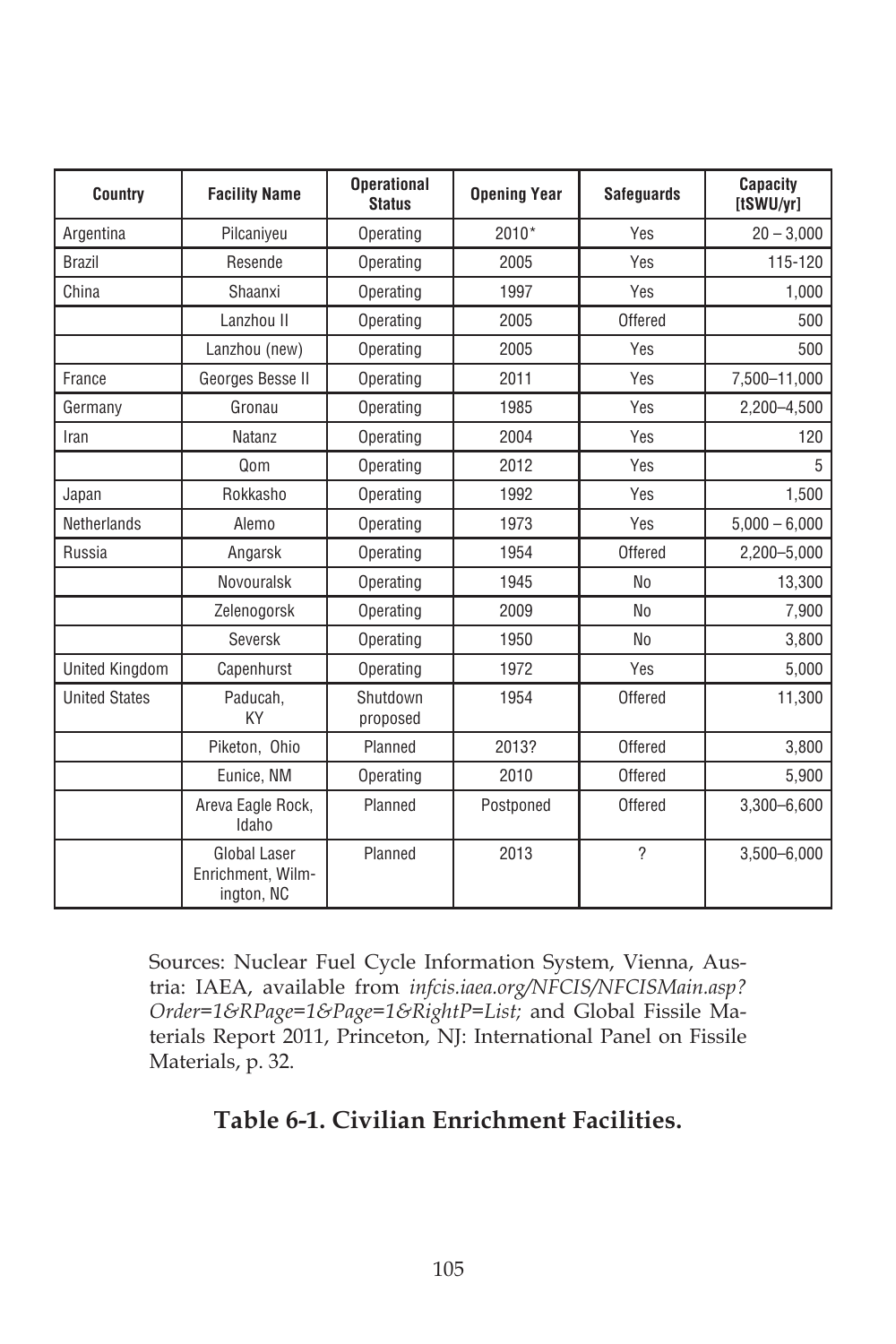| Country | Facility Name | Operational Status | Opening Year | Safeguards | Capacity [tSWU/yr] |
|---|---|---|---|---|---|
| Argentina | Pilcaniyeu | Operating | 2010* | Yes | 20 – 3,000 |
| Brazil | Resende | Operating | 2005 | Yes | 115-120 |
| China | Shaanxi | Operating | 1997 | Yes | 1,000 |
| | Lanzhou II | Operating | 2005 | Offered | 500 |
| | Lanzhou (new) | Operating | 2005 | Yes | 500 |
| France | Georges Besse II | Operating | 2011 | Yes | 7,500–11,000 |
| Germany | Gronau | Operating | 1985 | Yes | 2,200–4,500 |
| Iran | Natanz | Operating | 2004 | Yes | 120 |
| | Qom | Operating | 2012 | Yes | 5 |
| Japan | Rokkasho | Operating | 1992 | Yes | 1,500 |
| Netherlands | Alemo | Operating | 1973 | Yes | 5,000 – 6,000 |
| Russia | Angarsk | Operating | 1954 | Offered | 2,200–5,000 |
| | Novouralsk | Operating | 1945 | No | 13,300 |
| | Zelenogorsk | Operating | 2009 | No | 7,900 |
| | Seversk | Operating | 1950 | No | 3,800 |
| United Kingdom | Capenhurst | Operating | 1972 | Yes | 5,000 |
| United States | Paducah, KY | Shutdown proposed | 1954 | Offered | 11,300 |
| | Piketon, Ohio | Planned | 2013? | Offered | 3,800 |
| | Eunice, NM | Operating | 2010 | Offered | 5,900 |
| | Areva Eagle Rock, Idaho | Planned | Postponed | Offered | 3,300–6,600 |
| | Global Laser Enrichment, Wilmington, NC | Planned | 2013 | ? | 3,500–6,000 |

Sources: Nuclear Fuel Cycle Information System, Vienna, Austria: IAEA, available from *infcis.iaea.org/NFCIS/NFCISMain.asp?Order=1&RPage=1&Page=1&RightP=List;* and Global Fissile Materials Report 2011, Princeton, NJ: International Panel on Fissile Materials, p. 32.

**Table 6-1. Civilian Enrichment Facilities.**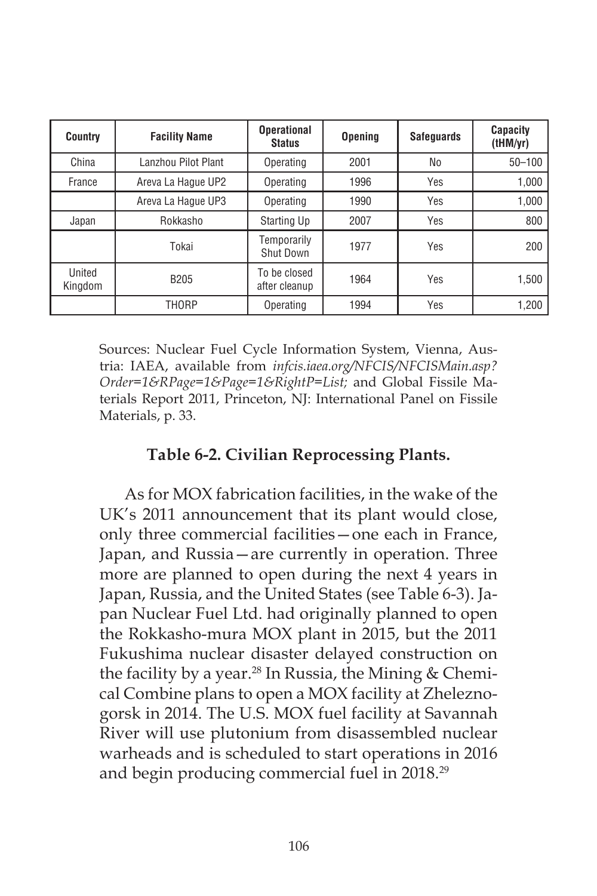| Country | Facility Name | Operational Status | Opening | Safeguards | Capacity (tHM/yr) |
|---|---|---|---|---|---|
| China | Lanzhou Pilot Plant | Operating | 2001 | No | 50–100 |
| France | Areva La Hague UP2 | Operating | 1996 | Yes | 1,000 |
| | Areva La Hague UP3 | Operating | 1990 | Yes | 1,000 |
| Japan | Rokkasho | Starting Up | 2007 | Yes | 800 |
| | Tokai | Temporarily Shut Down | 1977 | Yes | 200 |
| United Kingdom | B205 | To be closed after cleanup | 1964 | Yes | 1,500 |
| | THORP | Operating | 1994 | Yes | 1,200 |

Sources: Nuclear Fuel Cycle Information System, Vienna, Austria: IAEA, available from *infcis.iaea.org/NFCIS/NFCISMain.asp?Order=1&RPage=1&Page=1&RightP=List;* and Global Fissile Materials Report 2011, Princeton, NJ: International Panel on Fissile Materials, p. 33.

**Table 6-2. Civilian Reprocessing Plants.**

As for MOX fabrication facilities, in the wake of the UK's 2011 announcement that its plant would close, only three commercial facilities—one each in France, Japan, and Russia—are currently in operation. Three more are planned to open during the next 4 years in Japan, Russia, and the United States (see Table 6-3). Japan Nuclear Fuel Ltd. had originally planned to open the Rokkasho-mura MOX plant in 2015, but the 2011 Fukushima nuclear disaster delayed construction on the facility by a year.[28] In Russia, the Mining & Chemical Combine plans to open a MOX facility at Zheleznogorsk in 2014. The U.S. MOX fuel facility at Savannah River will use plutonium from disassembled nuclear warheads and is scheduled to start operations in 2016 and begin producing commercial fuel in 2018.[29]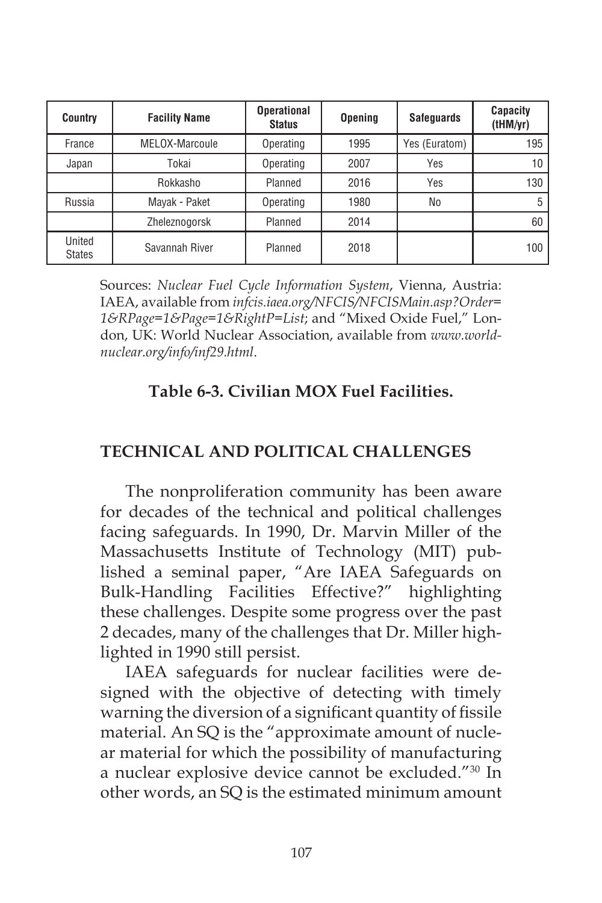| Country | Facility Name | Operational Status | Opening | Safeguards | Capacity (tHM/yr) |
|---|---|---|---|---|---|
| France | MELOX-Marcoule | Operating | 1995 | Yes (Euratom) | 195 |
| Japan | Tokai | Operating | 2007 | Yes | 10 |
| | Rokkasho | Planned | 2016 | Yes | 130 |
| Russia | Mayak - Paket | Operating | 1980 | No | 5 |
| | Zheleznogorsk | Planned | 2014 | | 60 |
| United States | Savannah River | Planned | 2018 | | 100 |

Sources: *Nuclear Fuel Cycle Information System*, Vienna, Austria: IAEA, available from *infcis.iaea.org/NFCIS/NFCISMain.asp?Order=1&RPage=1&Page=1&RightP=List*; and "Mixed Oxide Fuel," London, UK: World Nuclear Association, available from *www.world-nuclear.org/info/inf29.html*.

**Table 6-3. Civilian MOX Fuel Facilities.**

## TECHNICAL AND POLITICAL CHALLENGES

The nonproliferation community has been aware for decades of the technical and political challenges facing safeguards. In 1990, Dr. Marvin Miller of the Massachusetts Institute of Technology (MIT) published a seminal paper, "Are IAEA Safeguards on Bulk-Handling Facilities Effective?" highlighting these challenges. Despite some progress over the past 2 decades, many of the challenges that Dr. Miller highlighted in 1990 still persist.

IAEA safeguards for nuclear facilities were designed with the objective of detecting with timely warning the diversion of a significant quantity of fissile material. An SQ is the "approximate amount of nuclear material for which the possibility of manufacturing a nuclear explosive device cannot be excluded."[30] In other words, an SQ is the estimated minimum amount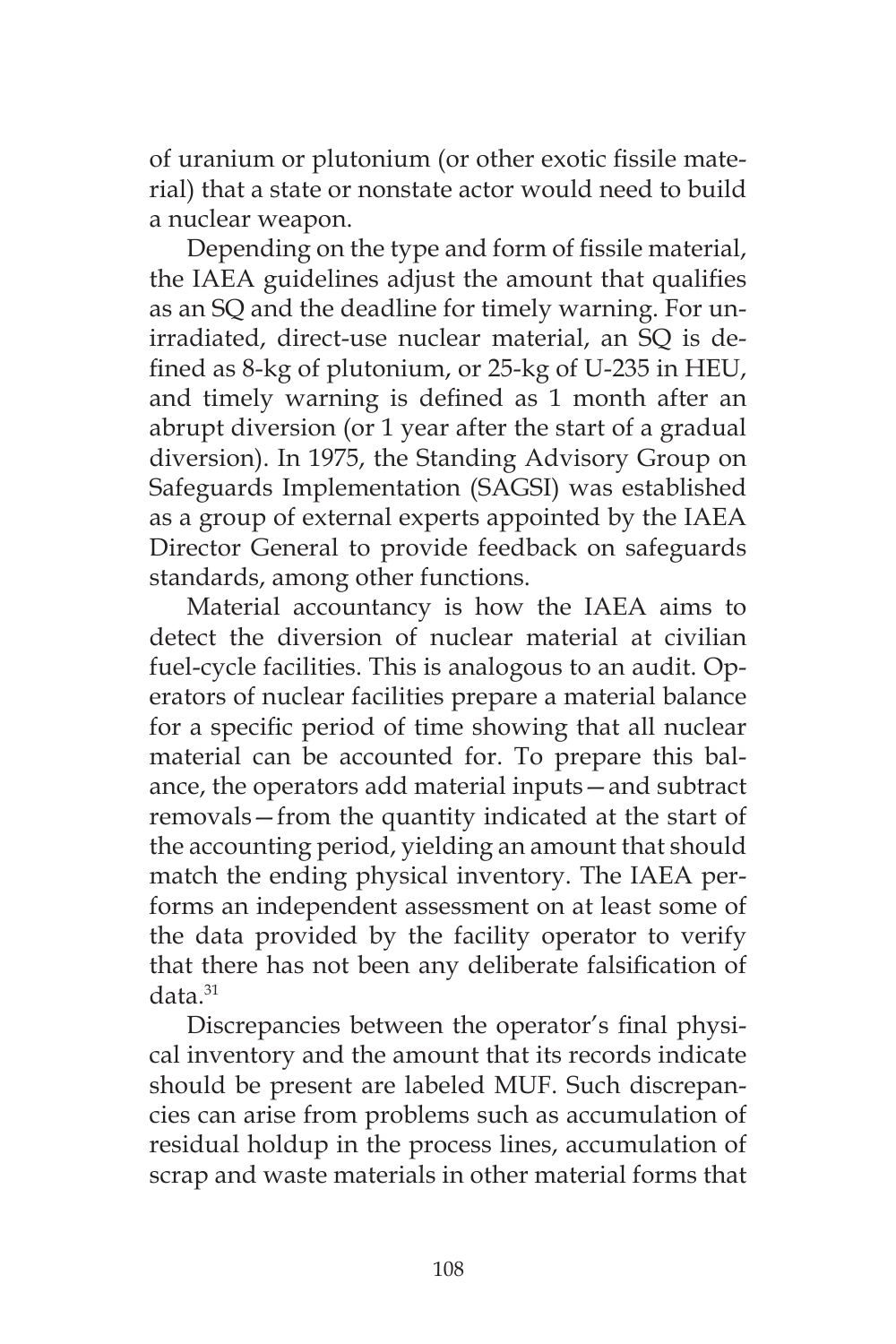of uranium or plutonium (or other exotic fissile material) that a state or nonstate actor would need to build a nuclear weapon.

Depending on the type and form of fissile material, the IAEA guidelines adjust the amount that qualifies as an SQ and the deadline for timely warning. For unirradiated, direct-use nuclear material, an SQ is defined as 8-kg of plutonium, or 25-kg of U-235 in HEU, and timely warning is defined as 1 month after an abrupt diversion (or 1 year after the start of a gradual diversion). In 1975, the Standing Advisory Group on Safeguards Implementation (SAGSI) was established as a group of external experts appointed by the IAEA Director General to provide feedback on safeguards standards, among other functions.

Material accountancy is how the IAEA aims to detect the diversion of nuclear material at civilian fuel-cycle facilities. This is analogous to an audit. Operators of nuclear facilities prepare a material balance for a specific period of time showing that all nuclear material can be accounted for. To prepare this balance, the operators add material inputs—and subtract removals—from the quantity indicated at the start of the accounting period, yielding an amount that should match the ending physical inventory. The IAEA performs an independent assessment on at least some of the data provided by the facility operator to verify that there has not been any deliberate falsification of data.[31]

Discrepancies between the operator's final physical inventory and the amount that its records indicate should be present are labeled MUF. Such discrepancies can arise from problems such as accumulation of residual holdup in the process lines, accumulation of scrap and waste materials in other material forms that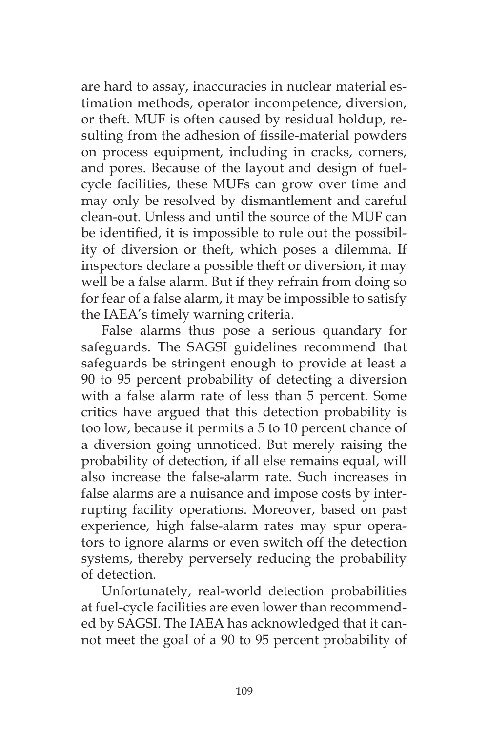are hard to assay, inaccuracies in nuclear material estimation methods, operator incompetence, diversion, or theft. MUF is often caused by residual holdup, resulting from the adhesion of fissile-material powders on process equipment, including in cracks, corners, and pores. Because of the layout and design of fuel-cycle facilities, these MUFs can grow over time and may only be resolved by dismantlement and careful clean-out. Unless and until the source of the MUF can be identified, it is impossible to rule out the possibility of diversion or theft, which poses a dilemma. If inspectors declare a possible theft or diversion, it may well be a false alarm. But if they refrain from doing so for fear of a false alarm, it may be impossible to satisfy the IAEA's timely warning criteria.

False alarms thus pose a serious quandary for safeguards. The SAGSI guidelines recommend that safeguards be stringent enough to provide at least a 90 to 95 percent probability of detecting a diversion with a false alarm rate of less than 5 percent. Some critics have argued that this detection probability is too low, because it permits a 5 to 10 percent chance of a diversion going unnoticed. But merely raising the probability of detection, if all else remains equal, will also increase the false-alarm rate. Such increases in false alarms are a nuisance and impose costs by interrupting facility operations. Moreover, based on past experience, high false-alarm rates may spur operators to ignore alarms or even switch off the detection systems, thereby perversely reducing the probability of detection.

Unfortunately, real-world detection probabilities at fuel-cycle facilities are even lower than recommended by SAGSI. The IAEA has acknowledged that it cannot meet the goal of a 90 to 95 percent probability of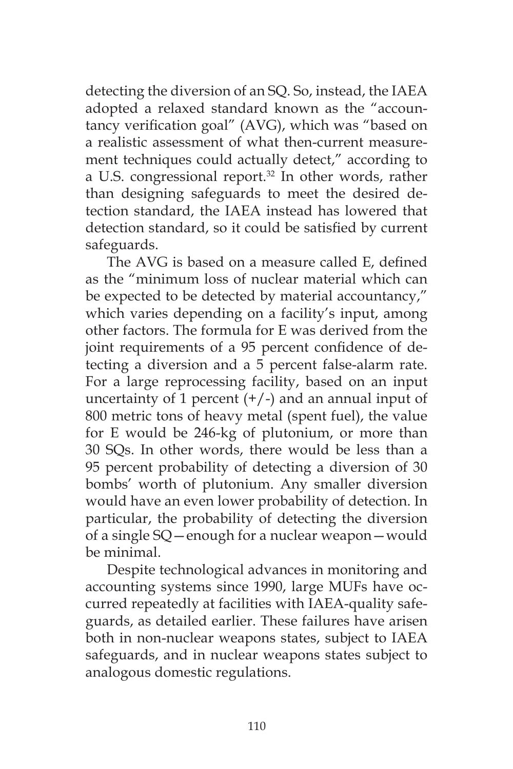detecting the diversion of an SQ. So, instead, the IAEA adopted a relaxed standard known as the "accountancy verification goal" (AVG), which was "based on a realistic assessment of what then-current measurement techniques could actually detect," according to a U.S. congressional report.[32] In other words, rather than designing safeguards to meet the desired detection standard, the IAEA instead has lowered that detection standard, so it could be satisfied by current safeguards.

The AVG is based on a measure called E, defined as the "minimum loss of nuclear material which can be expected to be detected by material accountancy," which varies depending on a facility's input, among other factors. The formula for E was derived from the joint requirements of a 95 percent confidence of detecting a diversion and a 5 percent false-alarm rate. For a large reprocessing facility, based on an input uncertainty of 1 percent (+/-) and an annual input of 800 metric tons of heavy metal (spent fuel), the value for E would be 246-kg of plutonium, or more than 30 SQs. In other words, there would be less than a 95 percent probability of detecting a diversion of 30 bombs' worth of plutonium. Any smaller diversion would have an even lower probability of detection. In particular, the probability of detecting the diversion of a single SQ—enough for a nuclear weapon—would be minimal.

Despite technological advances in monitoring and accounting systems since 1990, large MUFs have occurred repeatedly at facilities with IAEA-quality safeguards, as detailed earlier. These failures have arisen both in non-nuclear weapons states, subject to IAEA safeguards, and in nuclear weapons states subject to analogous domestic regulations.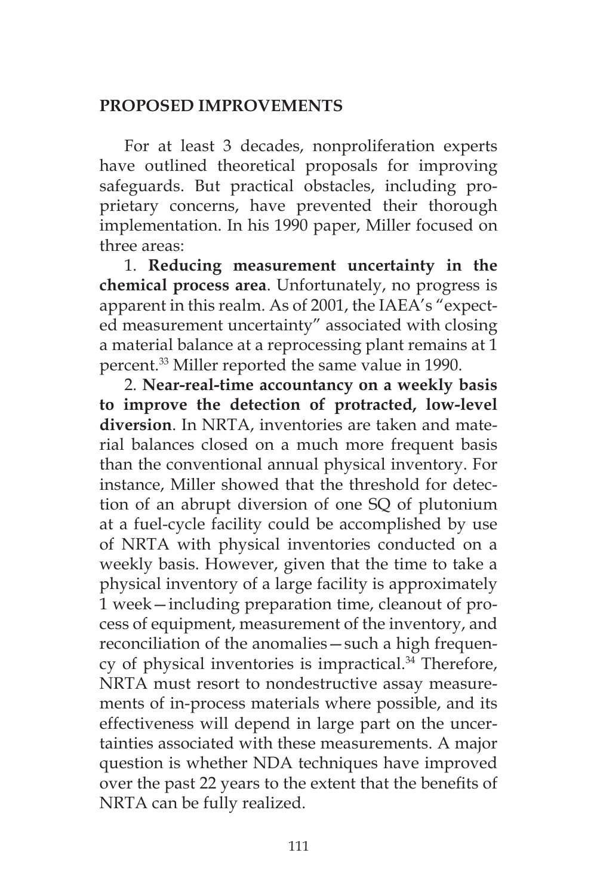## PROPOSED IMPROVEMENTS

For at least 3 decades, nonproliferation experts have outlined theoretical proposals for improving safeguards. But practical obstacles, including proprietary concerns, have prevented their thorough implementation. In his 1990 paper, Miller focused on three areas:

1. **Reducing measurement uncertainty in the chemical process area**. Unfortunately, no progress is apparent in this realm. As of 2001, the IAEA's "expected measurement uncertainty" associated with closing a material balance at a reprocessing plant remains at 1 percent.[33] Miller reported the same value in 1990.

2. **Near-real-time accountancy on a weekly basis to improve the detection of protracted, low-level diversion**. In NRTA, inventories are taken and material balances closed on a much more frequent basis than the conventional annual physical inventory. For instance, Miller showed that the threshold for detection of an abrupt diversion of one SQ of plutonium at a fuel-cycle facility could be accomplished by use of NRTA with physical inventories conducted on a weekly basis. However, given that the time to take a physical inventory of a large facility is approximately 1 week—including preparation time, cleanout of process of equipment, measurement of the inventory, and reconciliation of the anomalies—such a high frequency of physical inventories is impractical.[34] Therefore, NRTA must resort to nondestructive assay measurements of in-process materials where possible, and its effectiveness will depend in large part on the uncertainties associated with these measurements. A major question is whether NDA techniques have improved over the past 22 years to the extent that the benefits of NRTA can be fully realized.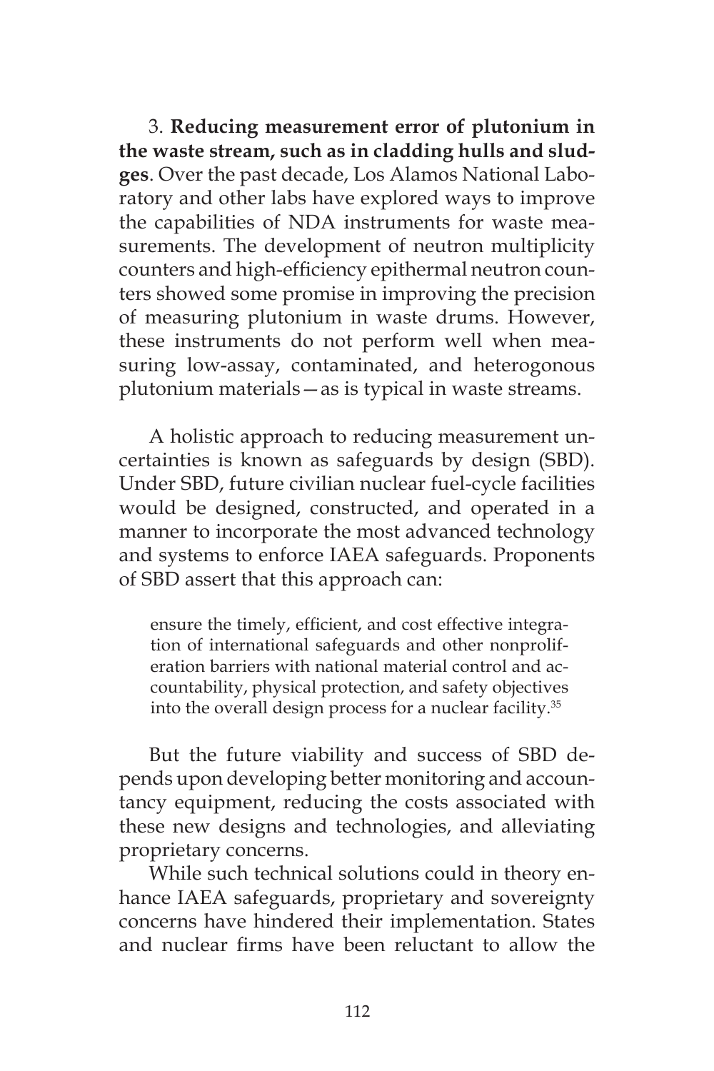3. **Reducing measurement error of plutonium in the waste stream, such as in cladding hulls and sludges**. Over the past decade, Los Alamos National Laboratory and other labs have explored ways to improve the capabilities of NDA instruments for waste measurements. The development of neutron multiplicity counters and high-efficiency epithermal neutron counters showed some promise in improving the precision of measuring plutonium in waste drums. However, these instruments do not perform well when measuring low-assay, contaminated, and heterogonous plutonium materials—as is typical in waste streams.

A holistic approach to reducing measurement uncertainties is known as safeguards by design (SBD). Under SBD, future civilian nuclear fuel-cycle facilities would be designed, constructed, and operated in a manner to incorporate the most advanced technology and systems to enforce IAEA safeguards. Proponents of SBD assert that this approach can:

> ensure the timely, efficient, and cost effective integration of international safeguards and other nonproliferation barriers with national material control and accountability, physical protection, and safety objectives into the overall design process for a nuclear facility.[35]

But the future viability and success of SBD depends upon developing better monitoring and accountancy equipment, reducing the costs associated with these new designs and technologies, and alleviating proprietary concerns.

While such technical solutions could in theory enhance IAEA safeguards, proprietary and sovereignty concerns have hindered their implementation. States and nuclear firms have been reluctant to allow the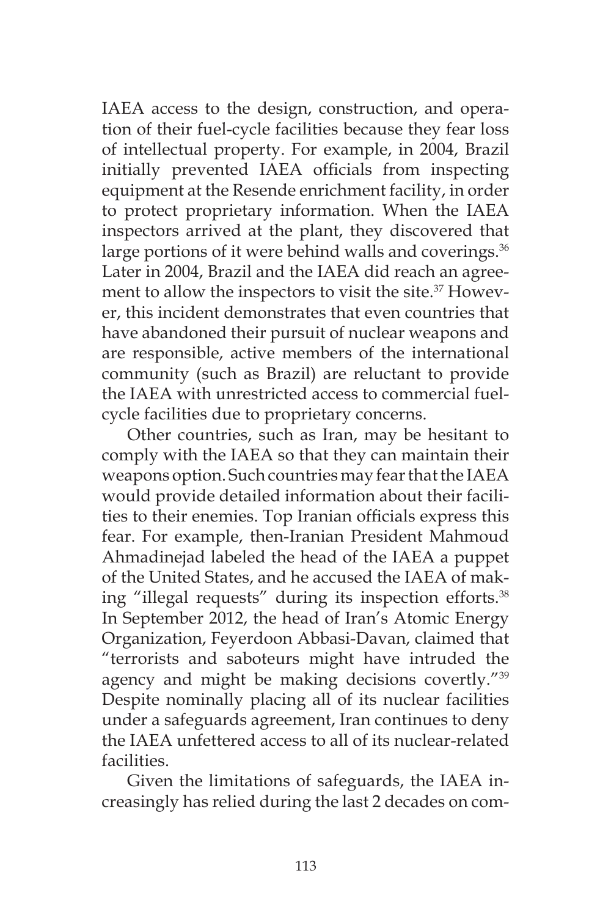IAEA access to the design, construction, and operation of their fuel-cycle facilities because they fear loss of intellectual property. For example, in 2004, Brazil initially prevented IAEA officials from inspecting equipment at the Resende enrichment facility, in order to protect proprietary information. When the IAEA inspectors arrived at the plant, they discovered that large portions of it were behind walls and coverings.[36] Later in 2004, Brazil and the IAEA did reach an agreement to allow the inspectors to visit the site.[37] However, this incident demonstrates that even countries that have abandoned their pursuit of nuclear weapons and are responsible, active members of the international community (such as Brazil) are reluctant to provide the IAEA with unrestricted access to commercial fuel-cycle facilities due to proprietary concerns.

Other countries, such as Iran, may be hesitant to comply with the IAEA so that they can maintain their weapons option. Such countries may fear that the IAEA would provide detailed information about their facilities to their enemies. Top Iranian officials express this fear. For example, then-Iranian President Mahmoud Ahmadinejad labeled the head of the IAEA a puppet of the United States, and he accused the IAEA of making "illegal requests" during its inspection efforts.[38] In September 2012, the head of Iran's Atomic Energy Organization, Feyerdoon Abbasi-Davan, claimed that "terrorists and saboteurs might have intruded the agency and might be making decisions covertly."[39] Despite nominally placing all of its nuclear facilities under a safeguards agreement, Iran continues to deny the IAEA unfettered access to all of its nuclear-related facilities.

Given the limitations of safeguards, the IAEA increasingly has relied during the last 2 decades on com-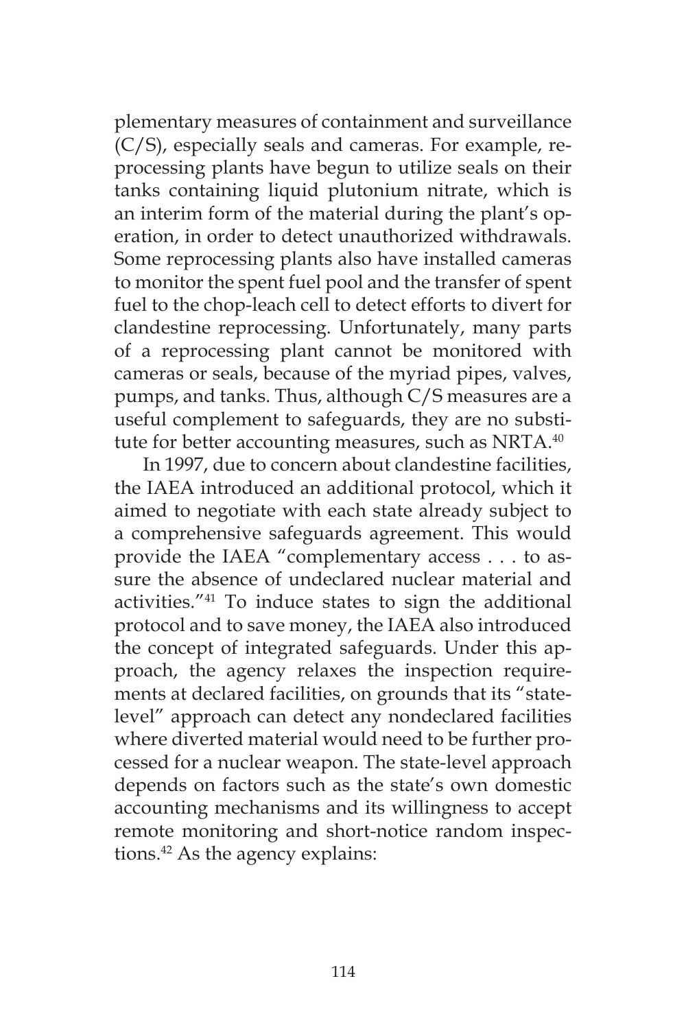plementary measures of containment and surveillance (C/S), especially seals and cameras. For example, reprocessing plants have begun to utilize seals on their tanks containing liquid plutonium nitrate, which is an interim form of the material during the plant's operation, in order to detect unauthorized withdrawals. Some reprocessing plants also have installed cameras to monitor the spent fuel pool and the transfer of spent fuel to the chop-leach cell to detect efforts to divert for clandestine reprocessing. Unfortunately, many parts of a reprocessing plant cannot be monitored with cameras or seals, because of the myriad pipes, valves, pumps, and tanks. Thus, although C/S measures are a useful complement to safeguards, they are no substitute for better accounting measures, such as NRTA.[40]

In 1997, due to concern about clandestine facilities, the IAEA introduced an additional protocol, which it aimed to negotiate with each state already subject to a comprehensive safeguards agreement. This would provide the IAEA "complementary access . . . to assure the absence of undeclared nuclear material and activities."[41] To induce states to sign the additional protocol and to save money, the IAEA also introduced the concept of integrated safeguards. Under this approach, the agency relaxes the inspection requirements at declared facilities, on grounds that its "state-level" approach can detect any nondeclared facilities where diverted material would need to be further processed for a nuclear weapon. The state-level approach depends on factors such as the state's own domestic accounting mechanisms and its willingness to accept remote monitoring and short-notice random inspections.[42] As the agency explains: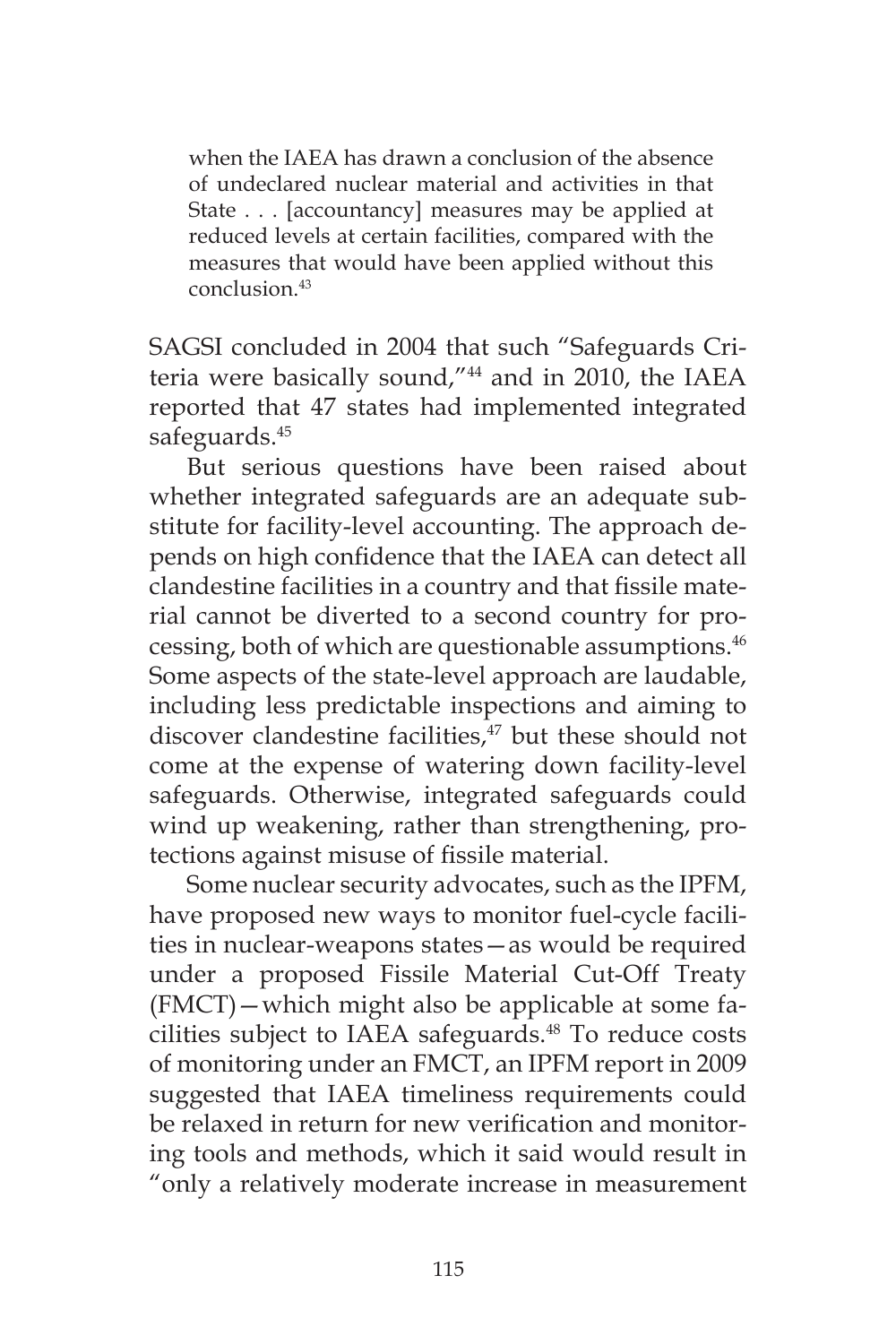> when the IAEA has drawn a conclusion of the absence of undeclared nuclear material and activities in that State . . . [accountancy] measures may be applied at reduced levels at certain facilities, compared with the measures that would have been applied without this conclusion.[43]

SAGSI concluded in 2004 that such "Safeguards Criteria were basically sound,"[44] and in 2010, the IAEA reported that 47 states had implemented integrated safeguards.[45]

But serious questions have been raised about whether integrated safeguards are an adequate substitute for facility-level accounting. The approach depends on high confidence that the IAEA can detect all clandestine facilities in a country and that fissile material cannot be diverted to a second country for processing, both of which are questionable assumptions.[46] Some aspects of the state-level approach are laudable, including less predictable inspections and aiming to discover clandestine facilities,[47] but these should not come at the expense of watering down facility-level safeguards. Otherwise, integrated safeguards could wind up weakening, rather than strengthening, protections against misuse of fissile material.

Some nuclear security advocates, such as the IPFM, have proposed new ways to monitor fuel-cycle facilities in nuclear-weapons states—as would be required under a proposed Fissile Material Cut-Off Treaty (FMCT)—which might also be applicable at some facilities subject to IAEA safeguards.[48] To reduce costs of monitoring under an FMCT, an IPFM report in 2009 suggested that IAEA timeliness requirements could be relaxed in return for new verification and monitoring tools and methods, which it said would result in "only a relatively moderate increase in measurement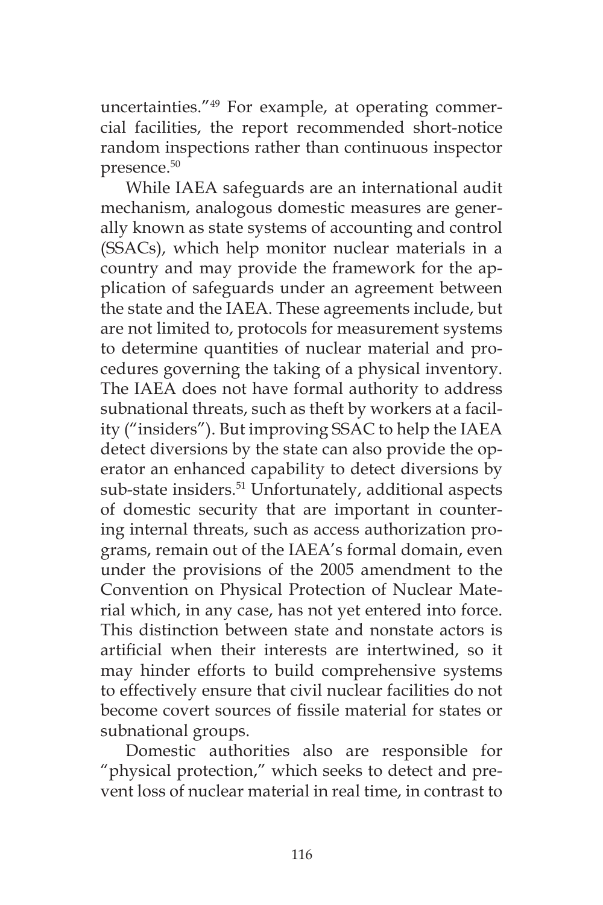uncertainties."[49] For example, at operating commercial facilities, the report recommended short-notice random inspections rather than continuous inspector presence.[50]

While IAEA safeguards are an international audit mechanism, analogous domestic measures are generally known as state systems of accounting and control (SSACs), which help monitor nuclear materials in a country and may provide the framework for the application of safeguards under an agreement between the state and the IAEA. These agreements include, but are not limited to, protocols for measurement systems to determine quantities of nuclear material and procedures governing the taking of a physical inventory. The IAEA does not have formal authority to address subnational threats, such as theft by workers at a facility ("insiders"). But improving SSAC to help the IAEA detect diversions by the state can also provide the operator an enhanced capability to detect diversions by sub-state insiders.[51] Unfortunately, additional aspects of domestic security that are important in countering internal threats, such as access authorization programs, remain out of the IAEA's formal domain, even under the provisions of the 2005 amendment to the Convention on Physical Protection of Nuclear Material which, in any case, has not yet entered into force. This distinction between state and nonstate actors is artificial when their interests are intertwined, so it may hinder efforts to build comprehensive systems to effectively ensure that civil nuclear facilities do not become covert sources of fissile material for states or subnational groups.

Domestic authorities also are responsible for "physical protection," which seeks to detect and prevent loss of nuclear material in real time, in contrast to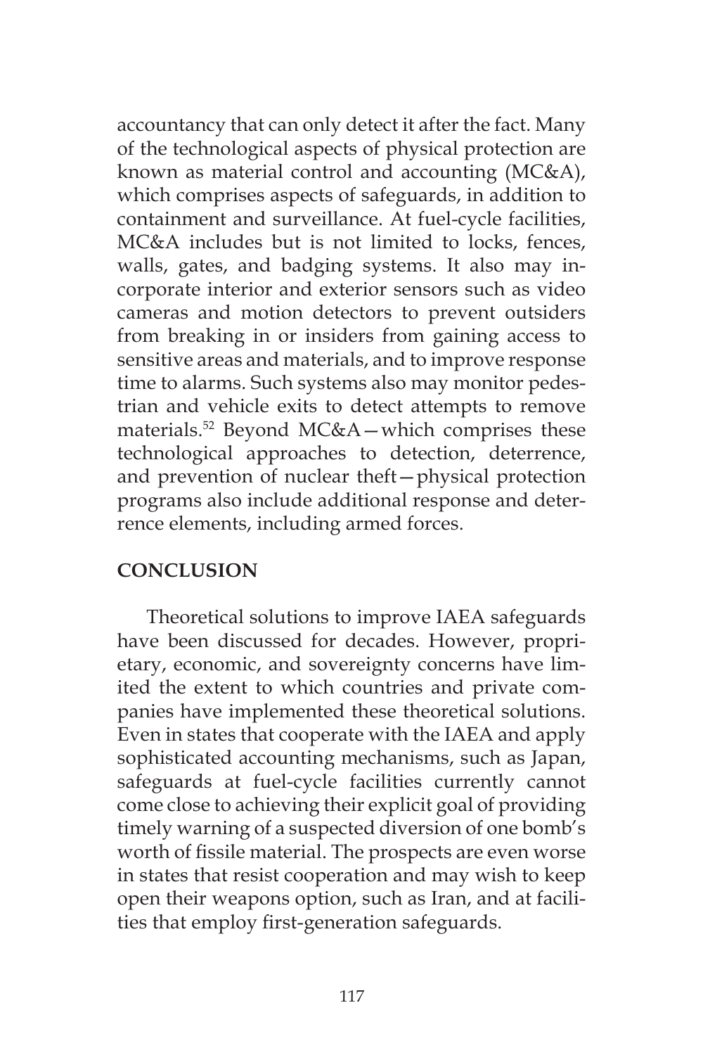accountancy that can only detect it after the fact. Many of the technological aspects of physical protection are known as material control and accounting (MC&A), which comprises aspects of safeguards, in addition to containment and surveillance. At fuel-cycle facilities, MC&A includes but is not limited to locks, fences, walls, gates, and badging systems. It also may incorporate interior and exterior sensors such as video cameras and motion detectors to prevent outsiders from breaking in or insiders from gaining access to sensitive areas and materials, and to improve response time to alarms. Such systems also may monitor pedestrian and vehicle exits to detect attempts to remove materials.[52] Beyond MC&A—which comprises these technological approaches to detection, deterrence, and prevention of nuclear theft—physical protection programs also include additional response and deterrence elements, including armed forces.

## CONCLUSION

Theoretical solutions to improve IAEA safeguards have been discussed for decades. However, proprietary, economic, and sovereignty concerns have limited the extent to which countries and private companies have implemented these theoretical solutions. Even in states that cooperate with the IAEA and apply sophisticated accounting mechanisms, such as Japan, safeguards at fuel-cycle facilities currently cannot come close to achieving their explicit goal of providing timely warning of a suspected diversion of one bomb's worth of fissile material. The prospects are even worse in states that resist cooperation and may wish to keep open their weapons option, such as Iran, and at facilities that employ first-generation safeguards.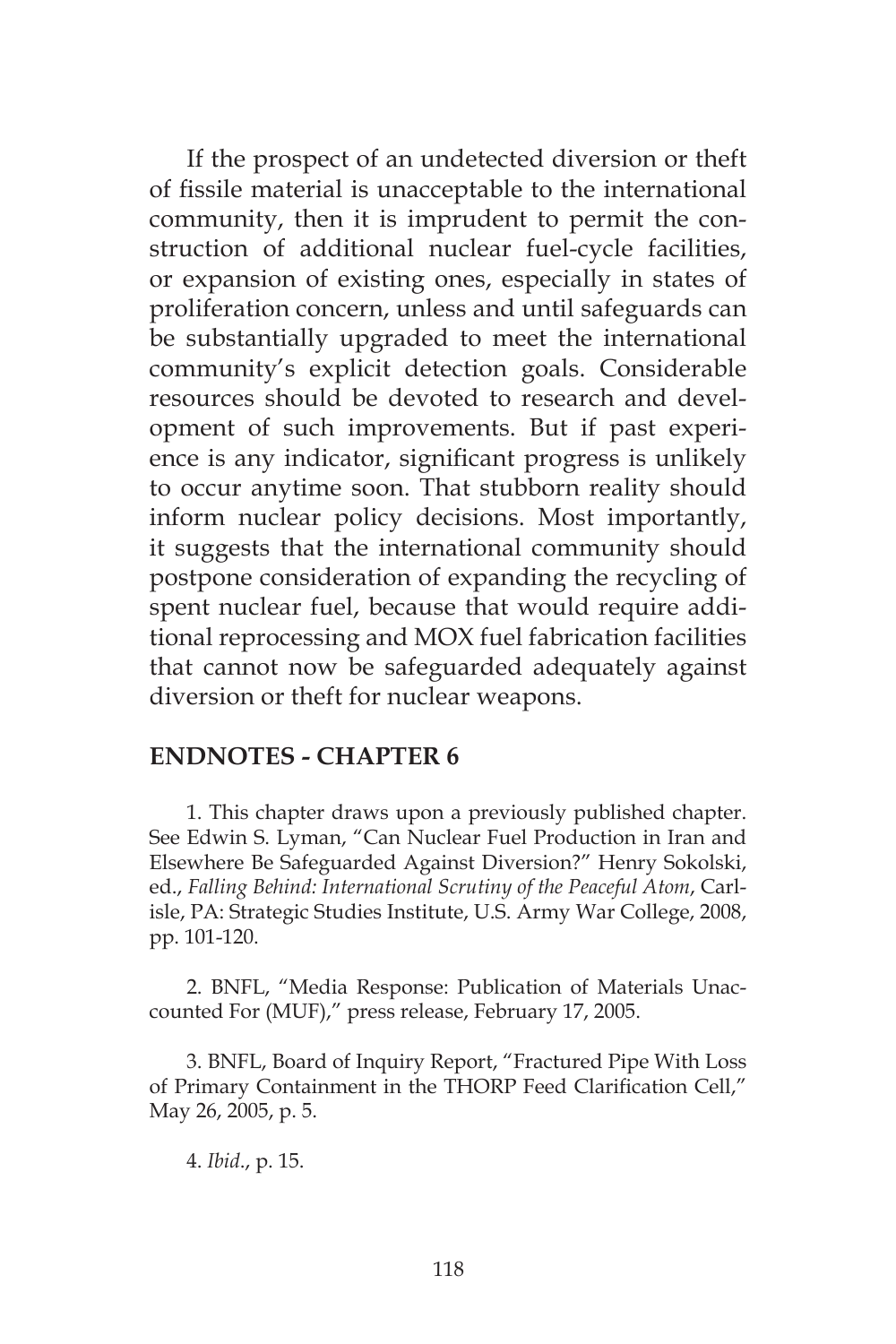If the prospect of an undetected diversion or theft of fissile material is unacceptable to the international community, then it is imprudent to permit the construction of additional nuclear fuel-cycle facilities, or expansion of existing ones, especially in states of proliferation concern, unless and until safeguards can be substantially upgraded to meet the international community's explicit detection goals. Considerable resources should be devoted to research and development of such improvements. But if past experience is any indicator, significant progress is unlikely to occur anytime soon. That stubborn reality should inform nuclear policy decisions. Most importantly, it suggests that the international community should postpone consideration of expanding the recycling of spent nuclear fuel, because that would require additional reprocessing and MOX fuel fabrication facilities that cannot now be safeguarded adequately against diversion or theft for nuclear weapons.

## ENDNOTES - CHAPTER 6

1. This chapter draws upon a previously published chapter. See Edwin S. Lyman, "Can Nuclear Fuel Production in Iran and Elsewhere Be Safeguarded Against Diversion?" Henry Sokolski, ed., *Falling Behind: International Scrutiny of the Peaceful Atom*, Carlisle, PA: Strategic Studies Institute, U.S. Army War College, 2008, pp. 101-120.

2. BNFL, "Media Response: Publication of Materials Unaccounted For (MUF)," press release, February 17, 2005.

3. BNFL, Board of Inquiry Report, "Fractured Pipe With Loss of Primary Containment in the THORP Feed Clarification Cell," May 26, 2005, p. 5.

4. *Ibid*., p. 15.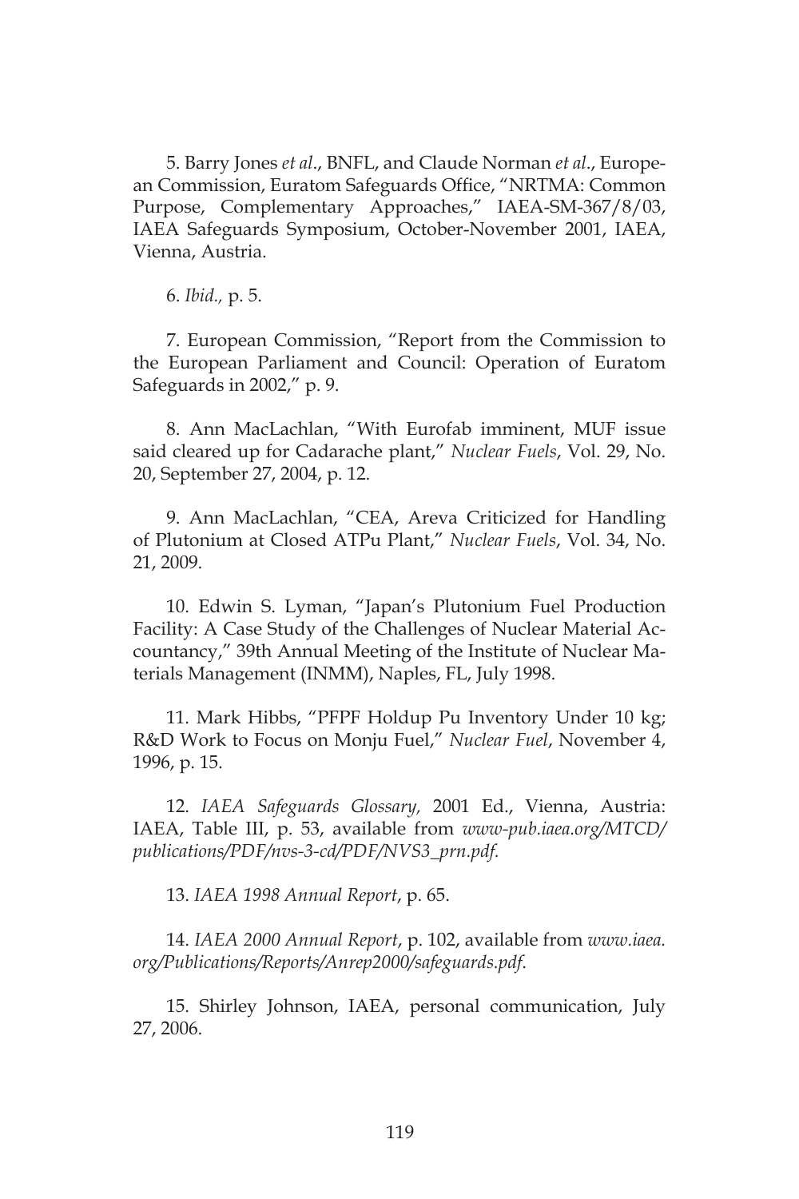5. Barry Jones *et al*., BNFL, and Claude Norman *et al*., European Commission, Euratom Safeguards Office, "NRTMA: Common Purpose, Complementary Approaches," IAEA-SM-367/8/03, IAEA Safeguards Symposium, October-November 2001, IAEA, Vienna, Austria.

6. *Ibid.,* p. 5.

7. European Commission, "Report from the Commission to the European Parliament and Council: Operation of Euratom Safeguards in 2002," p. 9.

8. Ann MacLachlan, "With Eurofab imminent, MUF issue said cleared up for Cadarache plant," *Nuclear Fuels*, Vol. 29, No. 20, September 27, 2004, p. 12.

9. Ann MacLachlan, "CEA, Areva Criticized for Handling of Plutonium at Closed ATPu Plant," *Nuclear Fuels*, Vol. 34, No. 21, 2009.

10. Edwin S. Lyman, "Japan's Plutonium Fuel Production Facility: A Case Study of the Challenges of Nuclear Material Accountancy," 39th Annual Meeting of the Institute of Nuclear Materials Management (INMM), Naples, FL, July 1998.

11. Mark Hibbs, "PFPF Holdup Pu Inventory Under 10 kg; R&D Work to Focus on Monju Fuel," *Nuclear Fuel*, November 4, 1996, p. 15.

12. *IAEA Safeguards Glossary,* 2001 Ed., Vienna, Austria: IAEA, Table III, p. 53, available from *www-pub.iaea.org/MTCD/publications/PDF/nvs-3-cd/PDF/NVS3_prn.pdf.*

13. *IAEA 1998 Annual Report*, p. 65.

14. *IAEA 2000 Annual Report*, p. 102, available from *www.iaea.org/Publications/Reports/Anrep2000/safeguards.pdf*.

15. Shirley Johnson, IAEA, personal communication, July 27, 2006.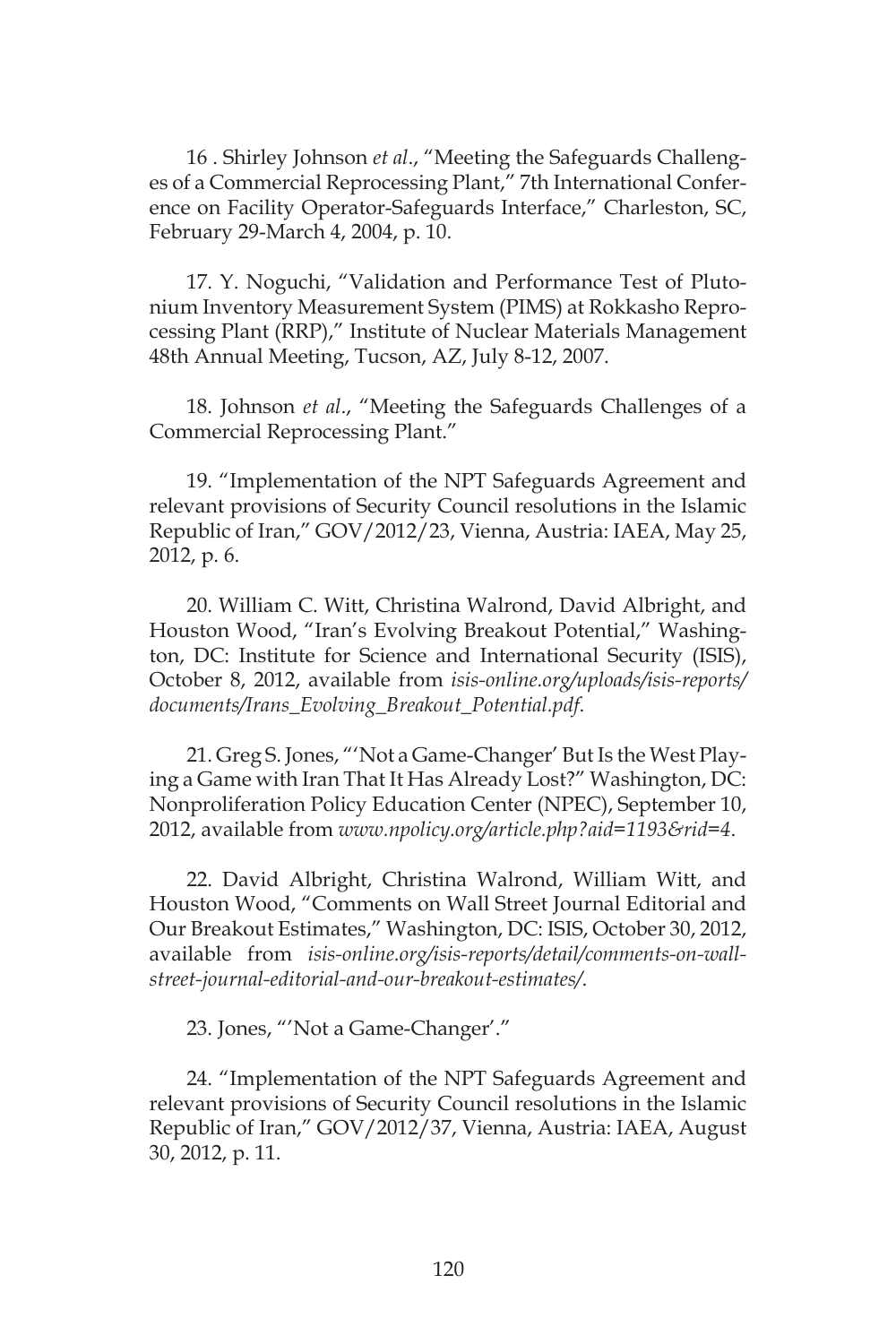16 . Shirley Johnson *et al*., "Meeting the Safeguards Challenges of a Commercial Reprocessing Plant," 7th International Conference on Facility Operator-Safeguards Interface," Charleston, SC, February 29-March 4, 2004, p. 10.

17. Y. Noguchi, "Validation and Performance Test of Plutonium Inventory Measurement System (PIMS) at Rokkasho Reprocessing Plant (RRP)," Institute of Nuclear Materials Management 48th Annual Meeting, Tucson, AZ, July 8-12, 2007.

18. Johnson *et al*., "Meeting the Safeguards Challenges of a Commercial Reprocessing Plant."

19. "Implementation of the NPT Safeguards Agreement and relevant provisions of Security Council resolutions in the Islamic Republic of Iran," GOV/2012/23, Vienna, Austria: IAEA, May 25, 2012, p. 6.

20. William C. Witt, Christina Walrond, David Albright, and Houston Wood, "Iran's Evolving Breakout Potential," Washington, DC: Institute for Science and International Security (ISIS), October 8, 2012, available from *isis-online.org/uploads/isis-reports/documents/Irans_Evolving_Breakout_Potential.pdf*.

21. Greg S. Jones, "'Not a Game-Changer' But Is the West Playing a Game with Iran That It Has Already Lost?" Washington, DC: Nonproliferation Policy Education Center (NPEC), September 10, 2012, available from *www.npolicy.org/article.php?aid=1193&rid=4*.

22. David Albright, Christina Walrond, William Witt, and Houston Wood, "Comments on Wall Street Journal Editorial and Our Breakout Estimates," Washington, DC: ISIS, October 30, 2012, available from *isis-online.org/isis-reports/detail/comments-on-wall-street-journal-editorial-and-our-breakout-estimates/*.

23. Jones, "'Not a Game-Changer'."

24. "Implementation of the NPT Safeguards Agreement and relevant provisions of Security Council resolutions in the Islamic Republic of Iran," GOV/2012/37, Vienna, Austria: IAEA, August 30, 2012, p. 11.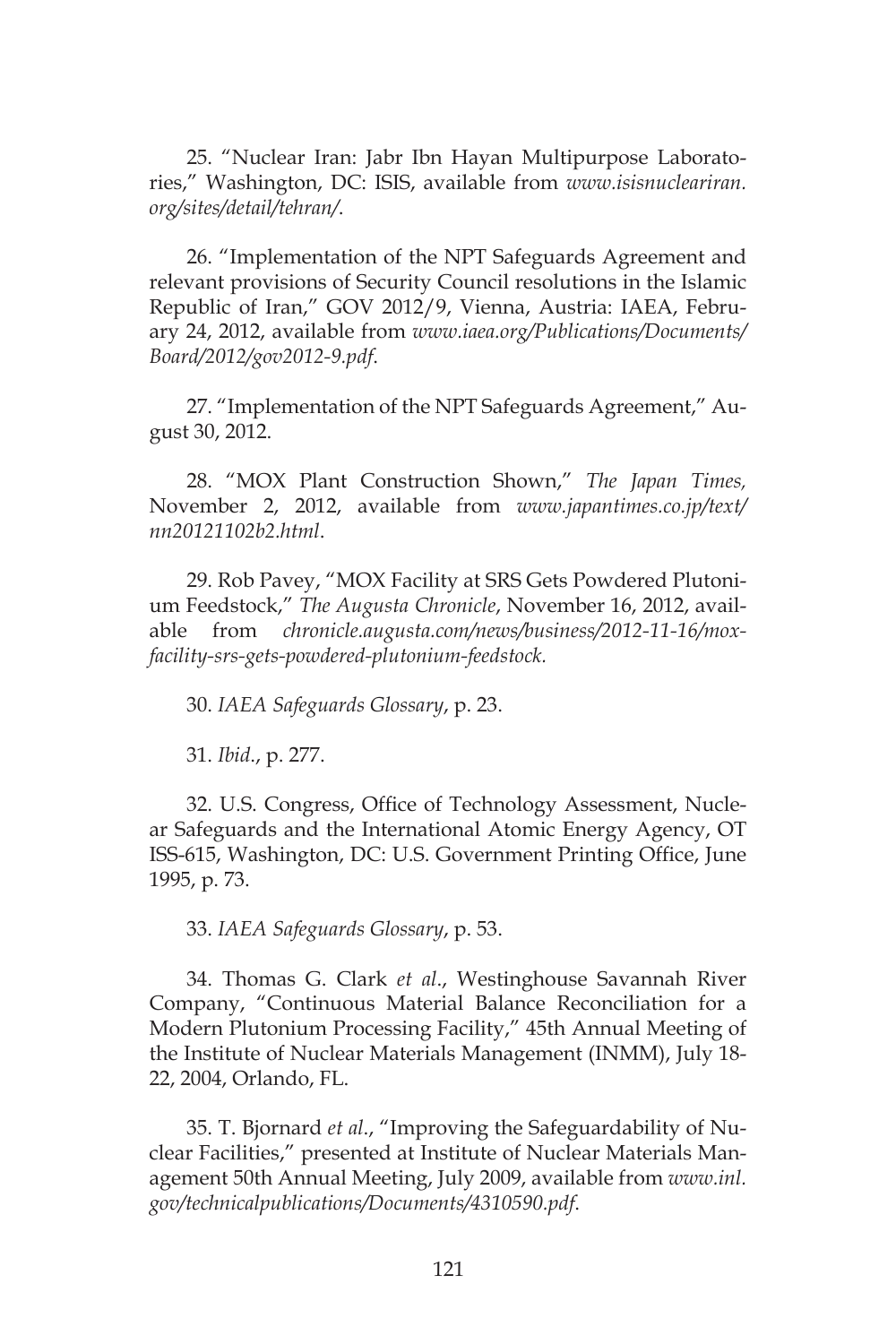25. “Nuclear Iran: Jabr Ibn Hayan Multipurpose Laboratories,” Washington, DC: ISIS, available from *www.isisnucleariran.org/sites/detail/tehran/*.

26. “Implementation of the NPT Safeguards Agreement and relevant provisions of Security Council resolutions in the Islamic Republic of Iran,” GOV 2012/9, Vienna, Austria: IAEA, February 24, 2012, available from *www.iaea.org/Publications/Documents/Board/2012/gov2012-9.pdf*.

27. “Implementation of the NPT Safeguards Agreement,” August 30, 2012.

28. “MOX Plant Construction Shown,” *The Japan Times,* November 2, 2012, available from *www.japantimes.co.jp/text/nn20121102b2.html*.

29. Rob Pavey, “MOX Facility at SRS Gets Powdered Plutonium Feedstock,” *The Augusta Chronicle*, November 16, 2012, available from *chronicle.augusta.com/news/business/2012-11-16/mox-facility-srs-gets-powdered-plutonium-feedstock.*

30. *IAEA Safeguards Glossary*, p. 23.

31. *Ibid*., p. 277.

32. U.S. Congress, Office of Technology Assessment, Nuclear Safeguards and the International Atomic Energy Agency, OT ISS-615, Washington, DC: U.S. Government Printing Office, June 1995, p. 73.

33. *IAEA Safeguards Glossary*, p. 53.

34. Thomas G. Clark *et al*., Westinghouse Savannah River Company, “Continuous Material Balance Reconciliation for a Modern Plutonium Processing Facility,” 45th Annual Meeting of the Institute of Nuclear Materials Management (INMM), July 18-22, 2004, Orlando, FL.

35. T. Bjornard *et al*., “Improving the Safeguardability of Nuclear Facilities,” presented at Institute of Nuclear Materials Management 50th Annual Meeting, July 2009, available from *www.inl.gov/technicalpublications/Documents/4310590.pdf*.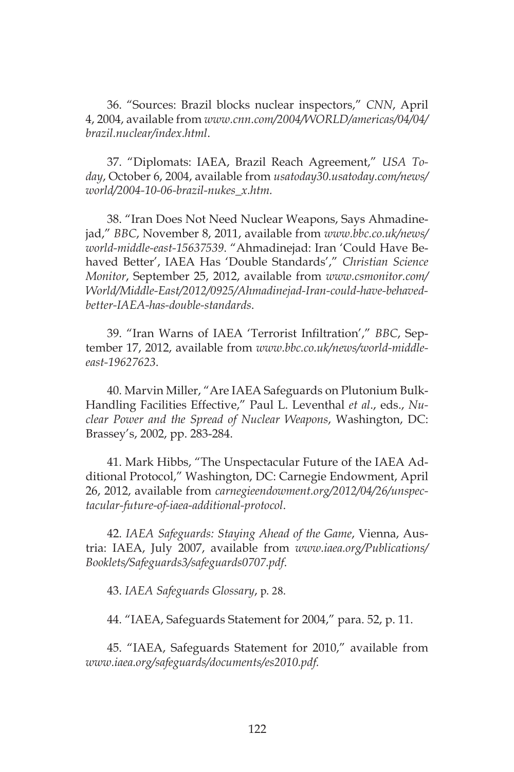36. "Sources: Brazil blocks nuclear inspectors," *CNN*, April 4, 2004, available from *www.cnn.com/2004/WORLD/americas/04/04/brazil.nuclear/index.html*.

37. "Diplomats: IAEA, Brazil Reach Agreement," *USA Today*, October 6, 2004, available from *usatoday30.usatoday.com/news/world/2004-10-06-brazil-nukes_x.htm.*

38. "Iran Does Not Need Nuclear Weapons, Says Ahmadinejad," *BBC*, November 8, 2011, available from *www.bbc.co.uk/news/world-middle-east-15637539*. "Ahmadinejad: Iran 'Could Have Behaved Better', IAEA Has 'Double Standards'," *Christian Science Monitor*, September 25, 2012, available from *www.csmonitor.com/World/Middle-East/2012/0925/Ahmadinejad-Iran-could-have-behaved-better-IAEA-has-double-standards*.

39. "Iran Warns of IAEA 'Terrorist Infiltration'," *BBC*, September 17, 2012, available from *www.bbc.co.uk/news/world-middle-east-19627623*.

40. Marvin Miller, "Are IAEA Safeguards on Plutonium Bulk-Handling Facilities Effective," Paul L. Leventhal *et al*., eds., *Nuclear Power and the Spread of Nuclear Weapons*, Washington, DC: Brassey's, 2002, pp. 283-284.

41. Mark Hibbs, "The Unspectacular Future of the IAEA Additional Protocol," Washington, DC: Carnegie Endowment, April 26, 2012, available from *carnegieendowment.org/2012/04/26/unspectacular-future-of-iaea-additional-protocol*.

42. *IAEA Safeguards: Staying Ahead of the Game*, Vienna, Austria: IAEA, July 2007, available from *www.iaea.org/Publications/Booklets/Safeguards3/safeguards0707.pdf*.

43. *IAEA Safeguards Glossary*, p. 28.

44. "IAEA, Safeguards Statement for 2004," para. 52, p. 11.

45. "IAEA, Safeguards Statement for 2010," available from *www.iaea.org/safeguards/documents/es2010.pdf.*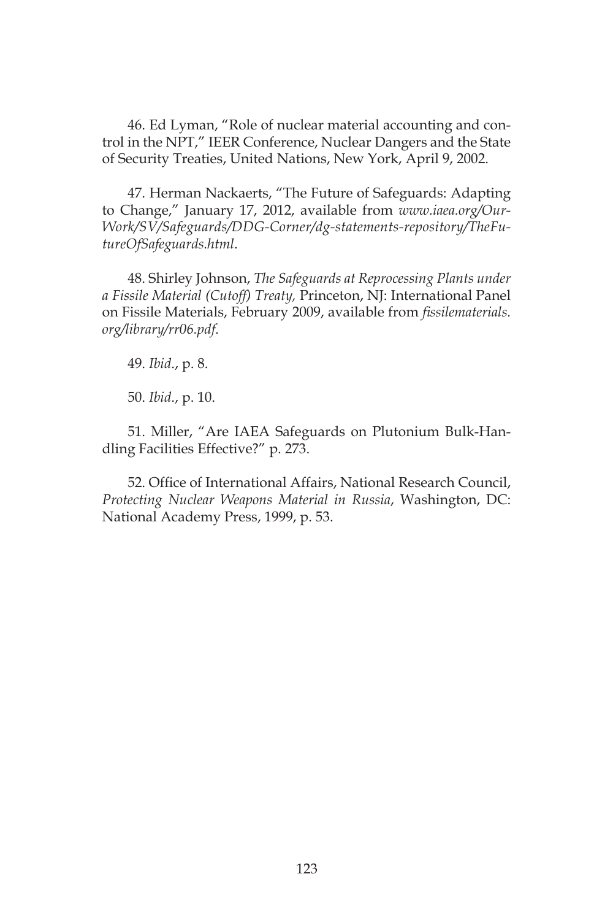46. Ed Lyman, "Role of nuclear material accounting and control in the NPT," IEER Conference, Nuclear Dangers and the State of Security Treaties, United Nations, New York, April 9, 2002.

47. Herman Nackaerts, "The Future of Safeguards: Adapting to Change," January 17, 2012, available from *www.iaea.org/OurWork/SV/Safeguards/DDG-Corner/dg-statements-repository/TheFutureOfSafeguards.html*.

48. Shirley Johnson, *The Safeguards at Reprocessing Plants under a Fissile Material (Cutoff) Treaty,* Princeton, NJ: International Panel on Fissile Materials, February 2009, available from *fissilematerials.org/library/rr06.pdf*.

49. *Ibid*., p. 8.

50. *Ibid*., p. 10.

51. Miller, "Are IAEA Safeguards on Plutonium Bulk-Handling Facilities Effective?" p. 273.

52. Office of International Affairs, National Research Council, *Protecting Nuclear Weapons Material in Russia*, Washington, DC: National Academy Press, 1999, p. 53.